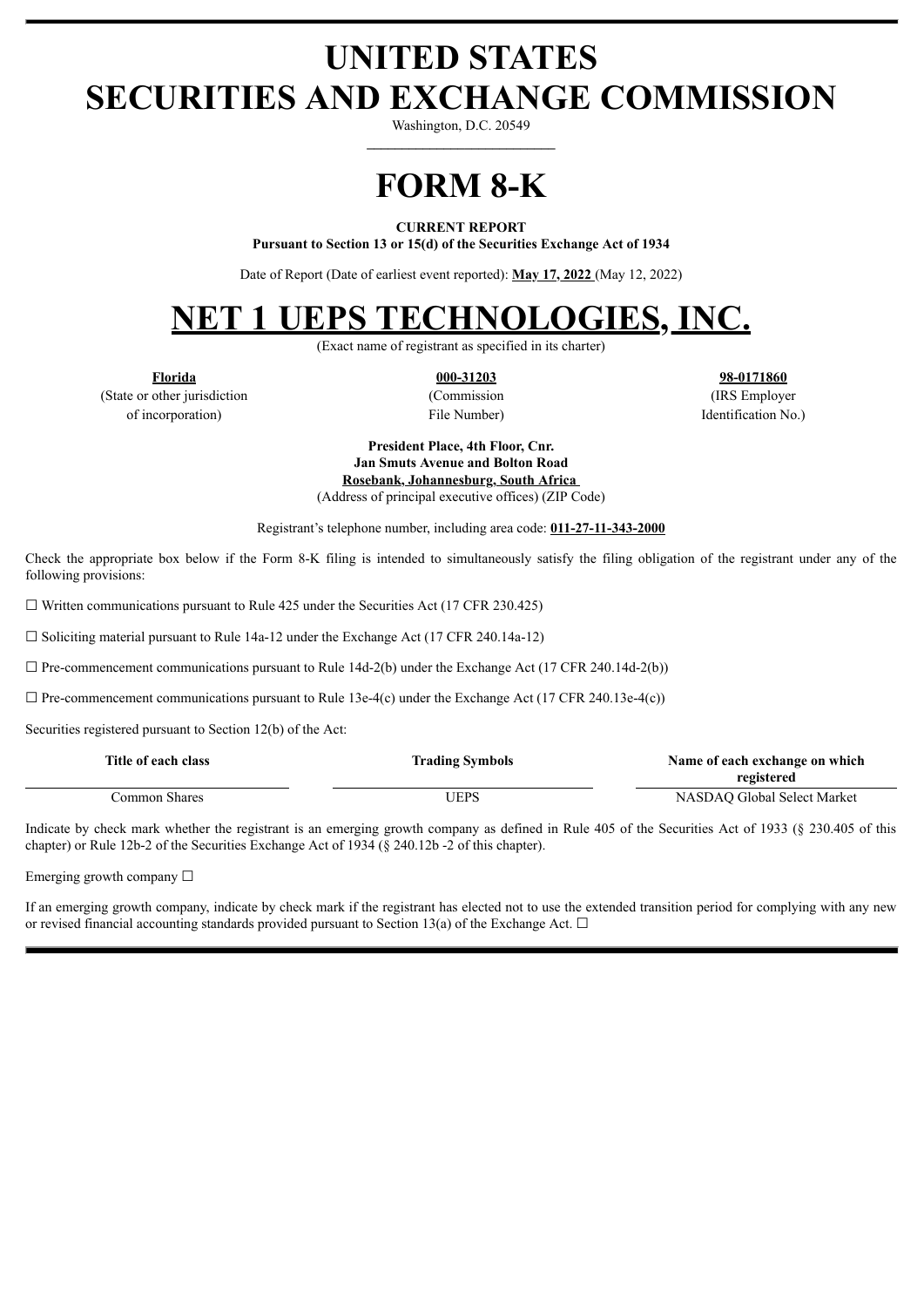# UNITED STATES
# SECURITIES AND EXCHANGE COMMISSION

Washington, D.C. 20549

# FORM 8-K

**CURRENT REPORT**
**Pursuant to Section 13 or 15(d) of the Securities Exchange Act of 1934**

Date of Report (Date of earliest event reported): **May 17, 2022** (May 12, 2022)

# NET 1 UEPS TECHNOLOGIES, INC.

(Exact name of registrant as specified in its charter)

| **Florida** | **000-31203** | **98-0171860** |
|---|---|---|
| (State or other jurisdiction of incorporation) | (Commission File Number) | (IRS Employer Identification No.) |

**President Place, 4th Floor, Cnr.**
**Jan Smuts Avenue and Bolton Road**
**Rosebank, Johannesburg, South Africa**
(Address of principal executive offices) (ZIP Code)

Registrant's telephone number, including area code: **011-27-11-343-2000**

Check the appropriate box below if the Form 8-K filing is intended to simultaneously satisfy the filing obligation of the registrant under any of the following provisions:

☐ Written communications pursuant to Rule 425 under the Securities Act (17 CFR 230.425)

☐ Soliciting material pursuant to Rule 14a-12 under the Exchange Act (17 CFR 240.14a-12)

☐ Pre-commencement communications pursuant to Rule 14d-2(b) under the Exchange Act (17 CFR 240.14d-2(b))

☐ Pre-commencement communications pursuant to Rule 13e-4(c) under the Exchange Act (17 CFR 240.13e-4(c))

Securities registered pursuant to Section 12(b) of the Act:

| Title of each class | Trading Symbols | Name of each exchange on which registered |
|---|---|---|
| Common Shares | UEPS | NASDAQ Global Select Market |

Indicate by check mark whether the registrant is an emerging growth company as defined in Rule 405 of the Securities Act of 1933 (§ 230.405 of this chapter) or Rule 12b-2 of the Securities Exchange Act of 1934 (§ 240.12b -2 of this chapter).

Emerging growth company ☐

If an emerging growth company, indicate by check mark if the registrant has elected not to use the extended transition period for complying with any new or revised financial accounting standards provided pursuant to Section 13(a) of the Exchange Act. ☐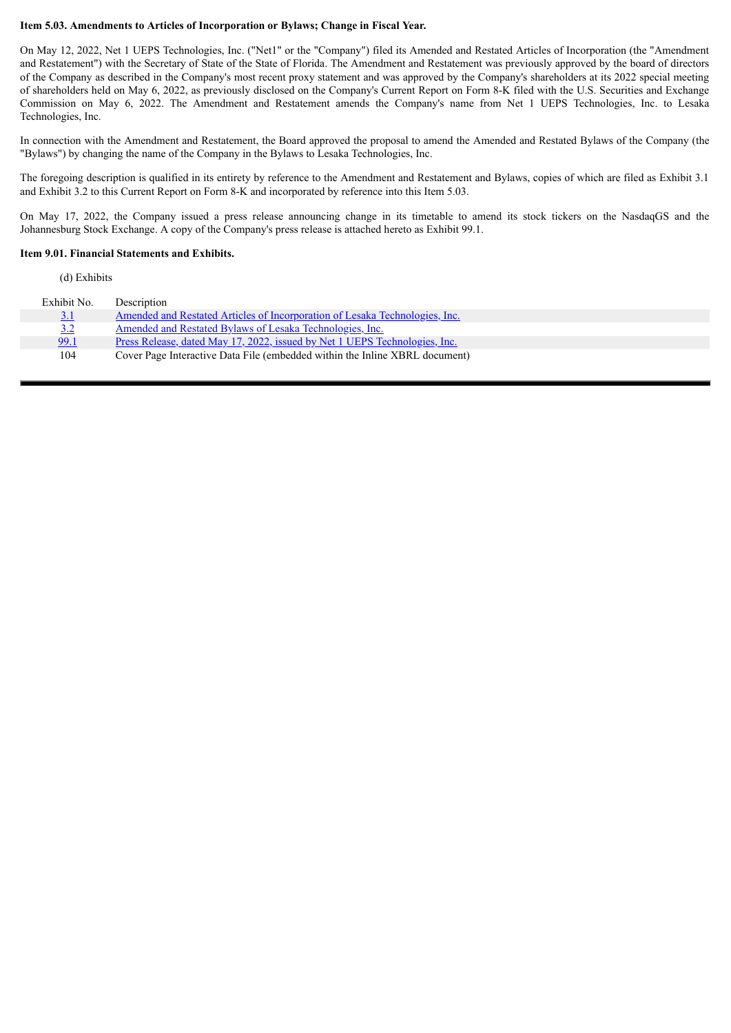**Item 5.03. Amendments to Articles of Incorporation or Bylaws; Change in Fiscal Year.**

On May 12, 2022, Net 1 UEPS Technologies, Inc. ("Net1" or the "Company") filed its Amended and Restated Articles of Incorporation (the "Amendment and Restatement") with the Secretary of State of the State of Florida. The Amendment and Restatement was previously approved by the board of directors of the Company as described in the Company's most recent proxy statement and was approved by the Company's shareholders at its 2022 special meeting of shareholders held on May 6, 2022, as previously disclosed on the Company's Current Report on Form 8-K filed with the U.S. Securities and Exchange Commission on May 6, 2022. The Amendment and Restatement amends the Company's name from Net 1 UEPS Technologies, Inc. to Lesaka Technologies, Inc.

In connection with the Amendment and Restatement, the Board approved the proposal to amend the Amended and Restated Bylaws of the Company (the "Bylaws") by changing the name of the Company in the Bylaws to Lesaka Technologies, Inc.

The foregoing description is qualified in its entirety by reference to the Amendment and Restatement and Bylaws, copies of which are filed as Exhibit 3.1 and Exhibit 3.2 to this Current Report on Form 8-K and incorporated by reference into this Item 5.03.

On May 17, 2022, the Company issued a press release announcing change in its timetable to amend its stock tickers on the NasdaqGS and the Johannesburg Stock Exchange. A copy of the Company's press release is attached hereto as Exhibit 99.1.

**Item 9.01. Financial Statements and Exhibits.**

(d) Exhibits

| Exhibit No. | Description |
|---|---|
| 3.1 | Amended and Restated Articles of Incorporation of Lesaka Technologies, Inc. |
| 3.2 | Amended and Restated Bylaws of Lesaka Technologies, Inc. |
| 99.1 | Press Release, dated May 17, 2022, issued by Net 1 UEPS Technologies, Inc. |
| 104 | Cover Page Interactive Data File (embedded within the Inline XBRL document) |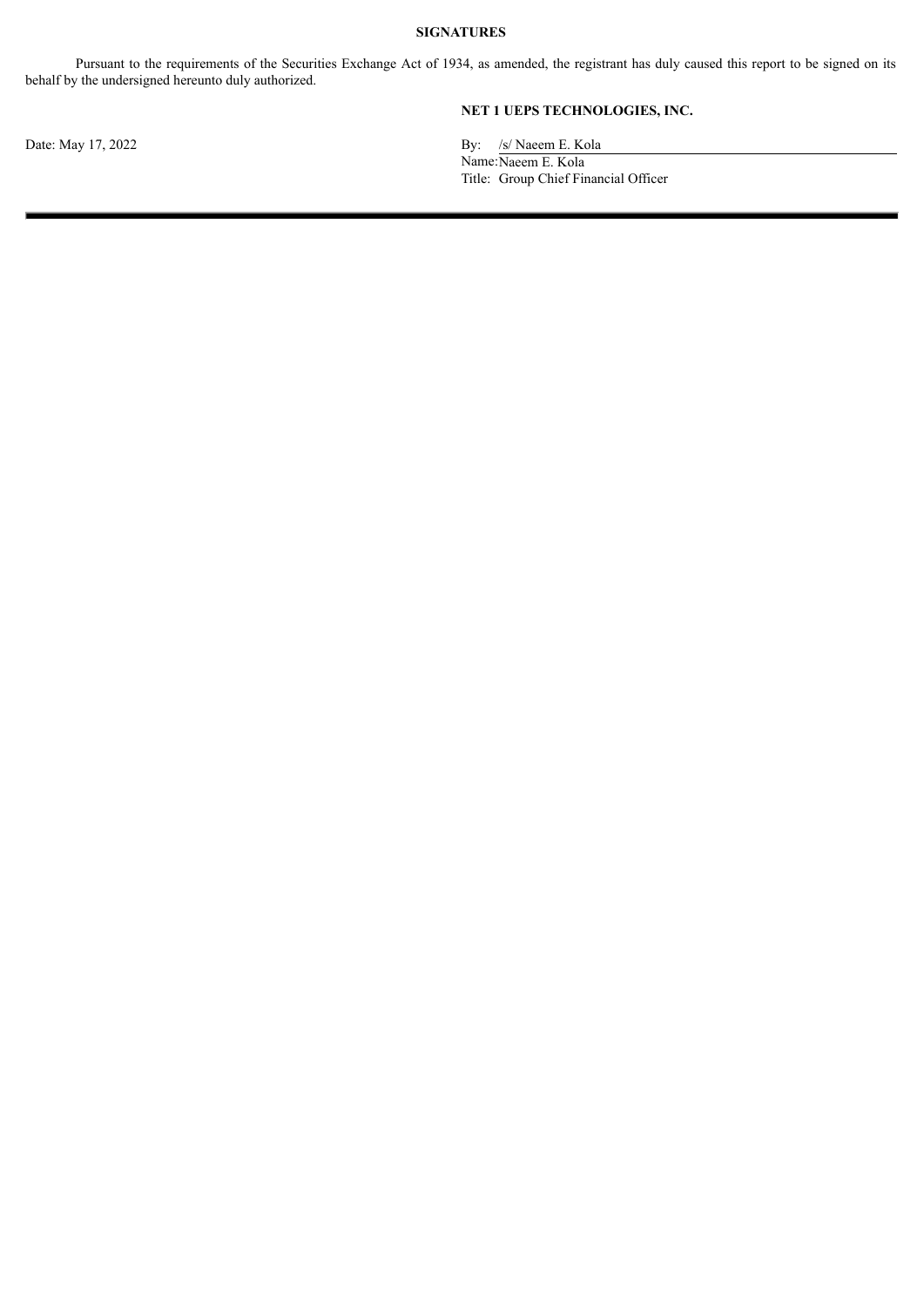**SIGNATURES**

Pursuant to the requirements of the Securities Exchange Act of 1934, as amended, the registrant has duly caused this report to be signed on its behalf by the undersigned hereunto duly authorized.

**NET 1 UEPS TECHNOLOGIES, INC.**

Date: May 17, 2022

By: /s/ Naeem E. Kola
Name: Naeem E. Kola
Title: Group Chief Financial Officer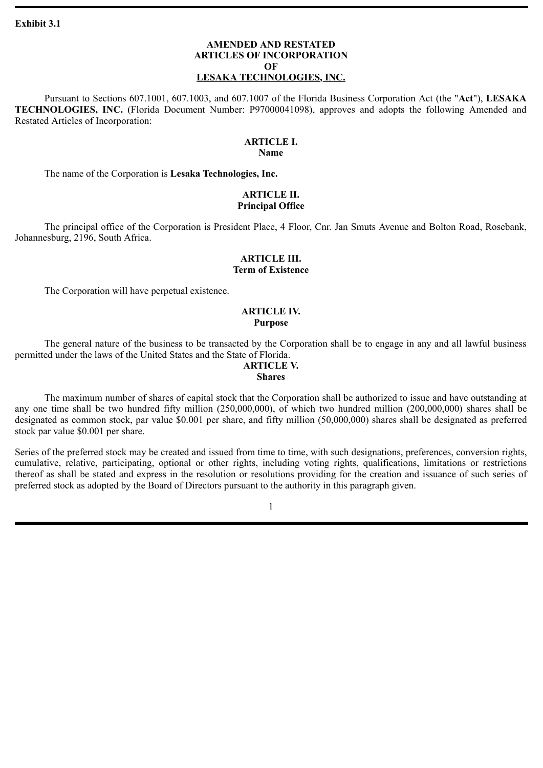**Exhibit 3.1**

# AMENDED AND RESTATED ARTICLES OF INCORPORATION OF LESAKA TECHNOLOGIES, INC.

Pursuant to Sections 607.1001, 607.1003, and 607.1007 of the Florida Business Corporation Act (the "**Act**"), **LESAKA TECHNOLOGIES, INC.** (Florida Document Number: P97000041098), approves and adopts the following Amended and Restated Articles of Incorporation:

## ARTICLE I.
**Name**

The name of the Corporation is **Lesaka Technologies, Inc.**

## ARTICLE II.
**Principal Office**

The principal office of the Corporation is President Place, 4 Floor, Cnr. Jan Smuts Avenue and Bolton Road, Rosebank, Johannesburg, 2196, South Africa.

## ARTICLE III.
**Term of Existence**

The Corporation will have perpetual existence.

## ARTICLE IV.
**Purpose**

The general nature of the business to be transacted by the Corporation shall be to engage in any and all lawful business permitted under the laws of the United States and the State of Florida.

## ARTICLE V.
**Shares**

The maximum number of shares of capital stock that the Corporation shall be authorized to issue and have outstanding at any one time shall be two hundred fifty million (250,000,000), of which two hundred million (200,000,000) shares shall be designated as common stock, par value $0.001 per share, and fifty million (50,000,000) shares shall be designated as preferred stock par value $0.001 per share.

Series of the preferred stock may be created and issued from time to time, with such designations, preferences, conversion rights, cumulative, relative, participating, optional or other rights, including voting rights, qualifications, limitations or restrictions thereof as shall be stated and express in the resolution or resolutions providing for the creation and issuance of such series of preferred stock as adopted by the Board of Directors pursuant to the authority in this paragraph given.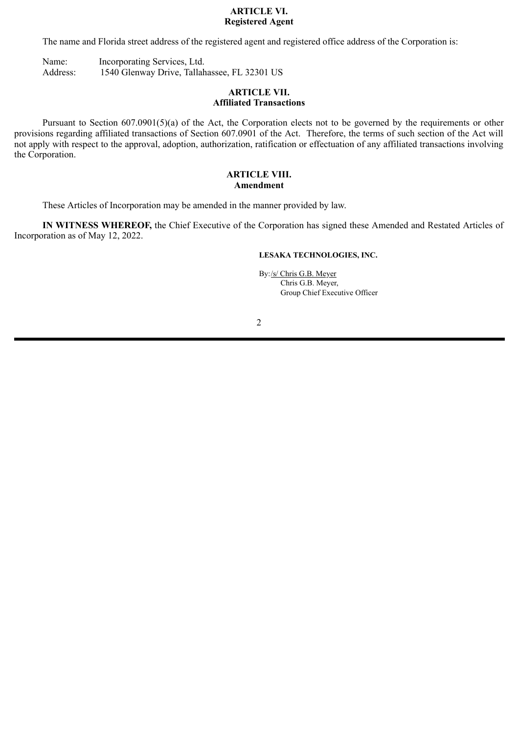## ARTICLE VI.
## Registered Agent

The name and Florida street address of the registered agent and registered office address of the Corporation is:

Name: Incorporating Services, Ltd.
Address: 1540 Glenway Drive, Tallahassee, FL 32301 US

## ARTICLE VII.
## Affiliated Transactions

Pursuant to Section 607.0901(5)(a) of the Act, the Corporation elects not to be governed by the requirements or other provisions regarding affiliated transactions of Section 607.0901 of the Act. Therefore, the terms of such section of the Act will not apply with respect to the approval, adoption, authorization, ratification or effectuation of any affiliated transactions involving the Corporation.

## ARTICLE VIII.
## Amendment

These Articles of Incorporation may be amended in the manner provided by law.

**IN WITNESS WHEREOF,** the Chief Executive of the Corporation has signed these Amended and Restated Articles of Incorporation as of May 12, 2022.

**LESAKA TECHNOLOGIES, INC.**

By: /s/ Chris G.B. Meyer
Chris G.B. Meyer,
Group Chief Executive Officer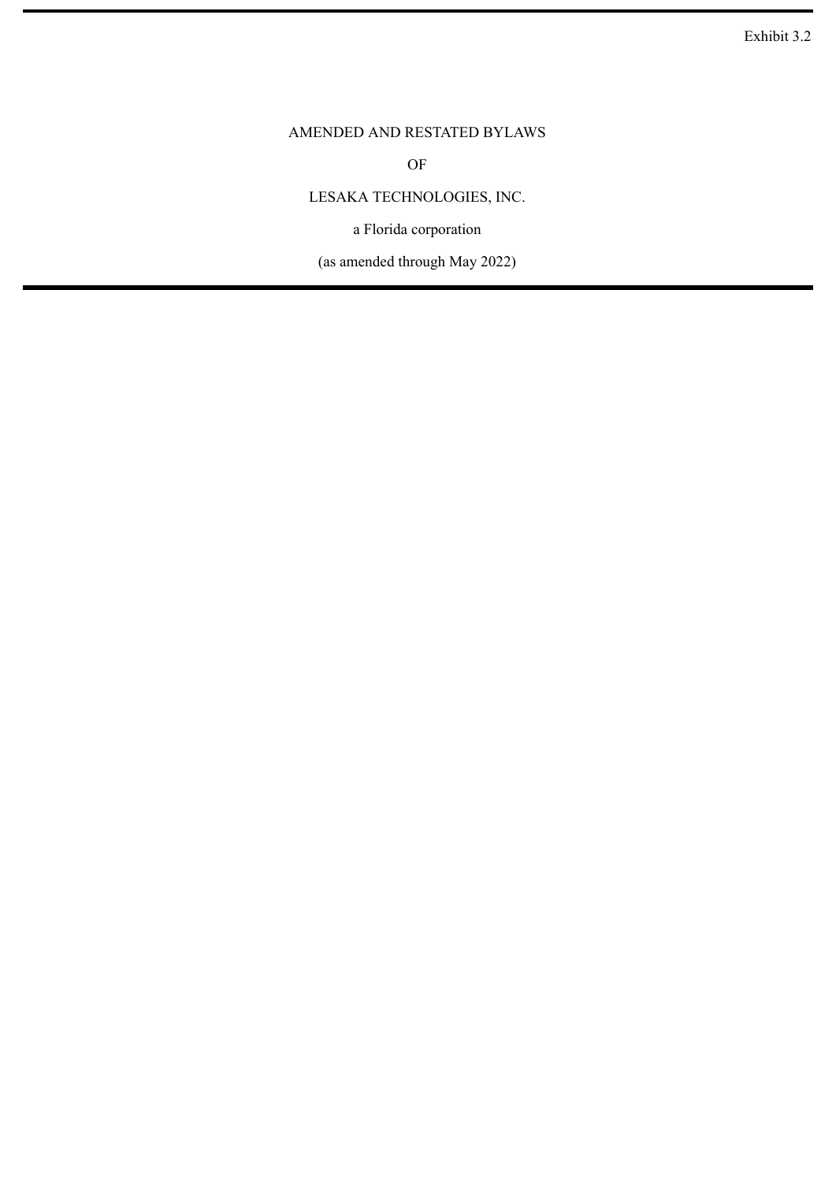Exhibit 3.2

# AMENDED AND RESTATED BYLAWS

OF

LESAKA TECHNOLOGIES, INC.

a Florida corporation

(as amended through May 2022)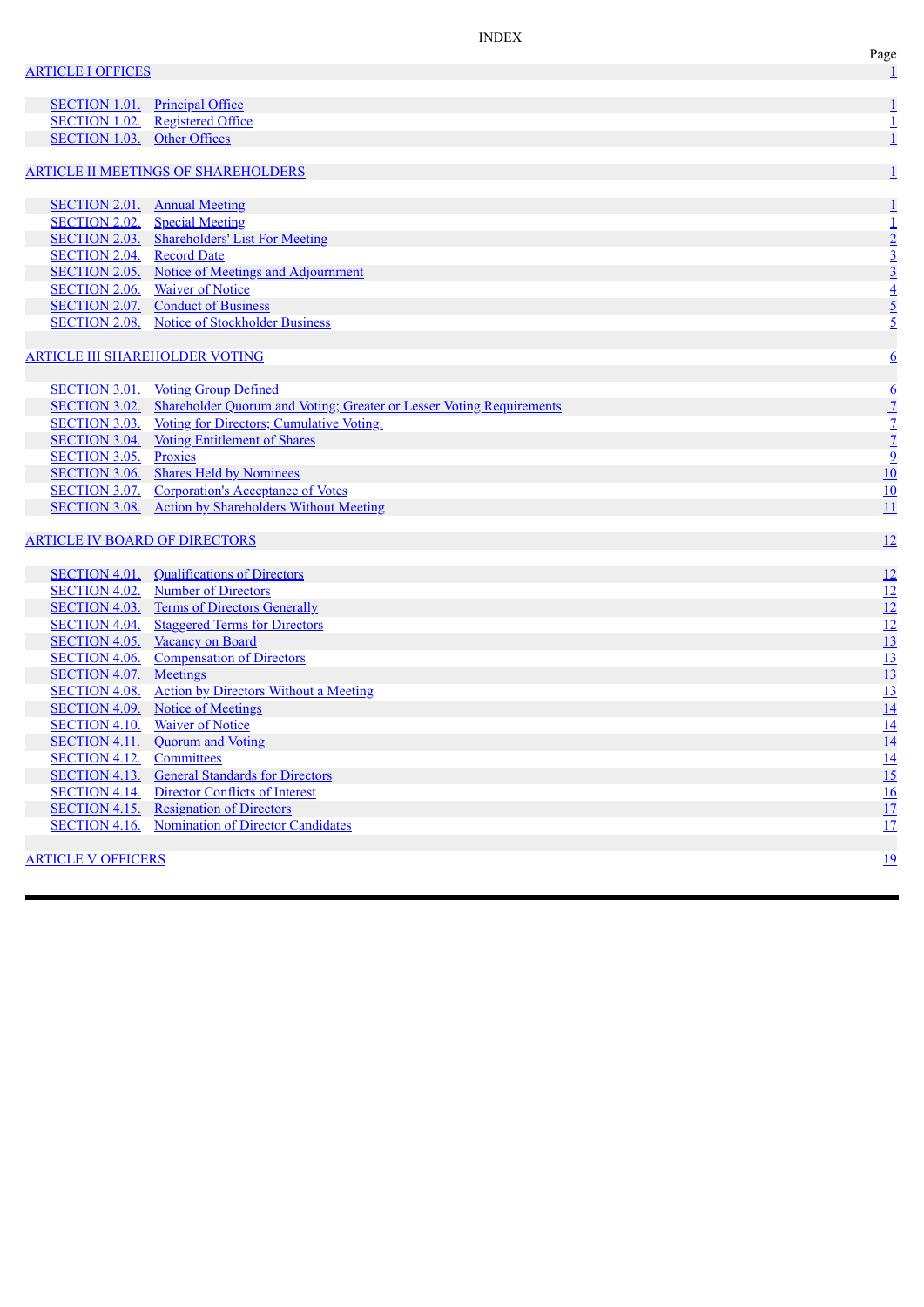# INDEX

| | | Page |
|---|---|---|
| ARTICLE I OFFICES | | 1 |
| SECTION 1.01. | Principal Office | 1 |
| SECTION 1.02. | Registered Office | 1 |
| SECTION 1.03. | Other Offices | 1 |
| ARTICLE II MEETINGS OF SHAREHOLDERS | | 1 |
| SECTION 2.01. | Annual Meeting | 1 |
| SECTION 2.02. | Special Meeting | 1 |
| SECTION 2.03. | Shareholders' List For Meeting | 2 |
| SECTION 2.04. | Record Date | 3 |
| SECTION 2.05. | Notice of Meetings and Adjournment | 3 |
| SECTION 2.06. | Waiver of Notice | 4 |
| SECTION 2.07. | Conduct of Business | 5 |
| SECTION 2.08. | Notice of Stockholder Business | 5 |
| ARTICLE III SHAREHOLDER VOTING | | 6 |
| SECTION 3.01. | Voting Group Defined | 6 |
| SECTION 3.02. | Shareholder Quorum and Voting; Greater or Lesser Voting Requirements | 7 |
| SECTION 3.03. | Voting for Directors; Cumulative Voting. | 7 |
| SECTION 3.04. | Voting Entitlement of Shares | 7 |
| SECTION 3.05. | Proxies | 9 |
| SECTION 3.06. | Shares Held by Nominees | 10 |
| SECTION 3.07. | Corporation's Acceptance of Votes | 10 |
| SECTION 3.08. | Action by Shareholders Without Meeting | 11 |
| ARTICLE IV BOARD OF DIRECTORS | | 12 |
| SECTION 4.01. | Qualifications of Directors | 12 |
| SECTION 4.02. | Number of Directors | 12 |
| SECTION 4.03. | Terms of Directors Generally | 12 |
| SECTION 4.04. | Staggered Terms for Directors | 12 |
| SECTION 4.05. | Vacancy on Board | 13 |
| SECTION 4.06. | Compensation of Directors | 13 |
| SECTION 4.07. | Meetings | 13 |
| SECTION 4.08. | Action by Directors Without a Meeting | 13 |
| SECTION 4.09. | Notice of Meetings | 14 |
| SECTION 4.10. | Waiver of Notice | 14 |
| SECTION 4.11. | Quorum and Voting | 14 |
| SECTION 4.12. | Committees | 14 |
| SECTION 4.13. | General Standards for Directors | 15 |
| SECTION 4.14. | Director Conflicts of Interest | 16 |
| SECTION 4.15. | Resignation of Directors | 17 |
| SECTION 4.16. | Nomination of Director Candidates | 17 |
| ARTICLE V OFFICERS | | 19 |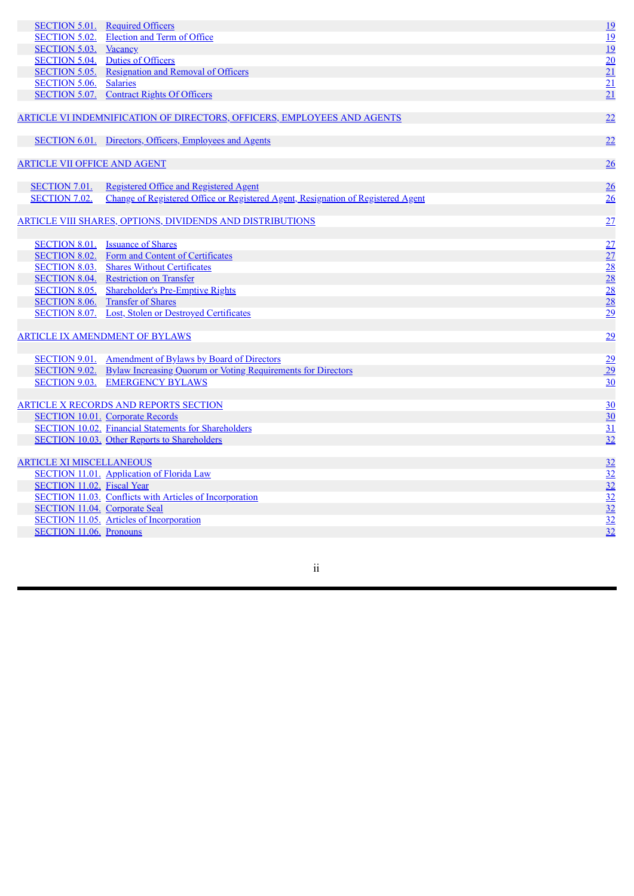| | | |
|---|---|---|
| SECTION 5.01. | Required Officers | 19 |
| SECTION 5.02. | Election and Term of Office | 19 |
| SECTION 5.03. | Vacancy | 19 |
| SECTION 5.04. | Duties of Officers | 20 |
| SECTION 5.05. | Resignation and Removal of Officers | 21 |
| SECTION 5.06. | Salaries | 21 |
| SECTION 5.07. | Contract Rights Of Officers | 21 |
| ARTICLE VI INDEMNIFICATION OF DIRECTORS, OFFICERS, EMPLOYEES AND AGENTS | | 22 |
| SECTION 6.01. | Directors, Officers, Employees and Agents | 22 |
| ARTICLE VII OFFICE AND AGENT | | 26 |
| SECTION 7.01. | Registered Office and Registered Agent | 26 |
| SECTION 7.02. | Change of Registered Office or Registered Agent, Resignation of Registered Agent | 26 |
| ARTICLE VIII SHARES, OPTIONS, DIVIDENDS AND DISTRIBUTIONS | | 27 |
| SECTION 8.01. | Issuance of Shares | 27 |
| SECTION 8.02. | Form and Content of Certificates | 27 |
| SECTION 8.03. | Shares Without Certificates | 28 |
| SECTION 8.04. | Restriction on Transfer | 28 |
| SECTION 8.05. | Shareholder's Pre-Emptive Rights | 28 |
| SECTION 8.06. | Transfer of Shares | 28 |
| SECTION 8.07. | Lost, Stolen or Destroyed Certificates | 29 |
| ARTICLE IX AMENDMENT OF BYLAWS | | 29 |
| SECTION 9.01. | Amendment of Bylaws by Board of Directors | 29 |
| SECTION 9.02. | Bylaw Increasing Quorum or Voting Requirements for Directors | 29 |
| SECTION 9.03. | EMERGENCY BYLAWS | 30 |
| ARTICLE X RECORDS AND REPORTS SECTION | | 30 |
| SECTION 10.01. | Corporate Records | 30 |
| SECTION 10.02. | Financial Statements for Shareholders | 31 |
| SECTION 10.03. | Other Reports to Shareholders | 32 |
| ARTICLE XI MISCELLANEOUS | | 32 |
| SECTION 11.01. | Application of Florida Law | 32 |
| SECTION 11.02. | Fiscal Year | 32 |
| SECTION 11.03. | Conflicts with Articles of Incorporation | 32 |
| SECTION 11.04. | Corporate Seal | 32 |
| SECTION 11.05. | Articles of Incorporation | 32 |
| SECTION 11.06. | Pronouns | 32 |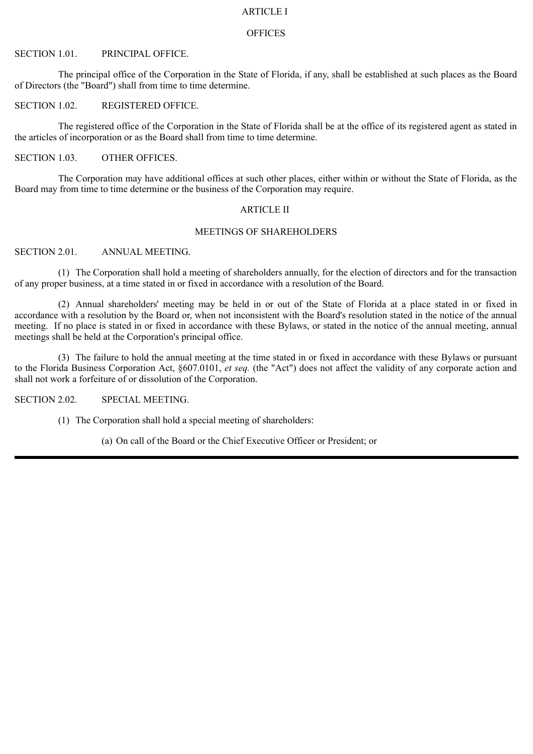# ARTICLE I

## OFFICES

### SECTION 1.01. PRINCIPAL OFFICE.

The principal office of the Corporation in the State of Florida, if any, shall be established at such places as the Board of Directors (the "Board") shall from time to time determine.

### SECTION 1.02. REGISTERED OFFICE.

The registered office of the Corporation in the State of Florida shall be at the office of its registered agent as stated in the articles of incorporation or as the Board shall from time to time determine.

### SECTION 1.03. OTHER OFFICES.

The Corporation may have additional offices at such other places, either within or without the State of Florida, as the Board may from time to time determine or the business of the Corporation may require.

# ARTICLE II

## MEETINGS OF SHAREHOLDERS

### SECTION 2.01. ANNUAL MEETING.

(1) The Corporation shall hold a meeting of shareholders annually, for the election of directors and for the transaction of any proper business, at a time stated in or fixed in accordance with a resolution of the Board.

(2) Annual shareholders' meeting may be held in or out of the State of Florida at a place stated in or fixed in accordance with a resolution by the Board or, when not inconsistent with the Board's resolution stated in the notice of the annual meeting. If no place is stated in or fixed in accordance with these Bylaws, or stated in the notice of the annual meeting, annual meetings shall be held at the Corporation's principal office.

(3) The failure to hold the annual meeting at the time stated in or fixed in accordance with these Bylaws or pursuant to the Florida Business Corporation Act, §607.0101, *et seq.* (the "Act") does not affect the validity of any corporate action and shall not work a forfeiture of or dissolution of the Corporation.

### SECTION 2.02. SPECIAL MEETING.

(1) The Corporation shall hold a special meeting of shareholders:

(a) On call of the Board or the Chief Executive Officer or President; or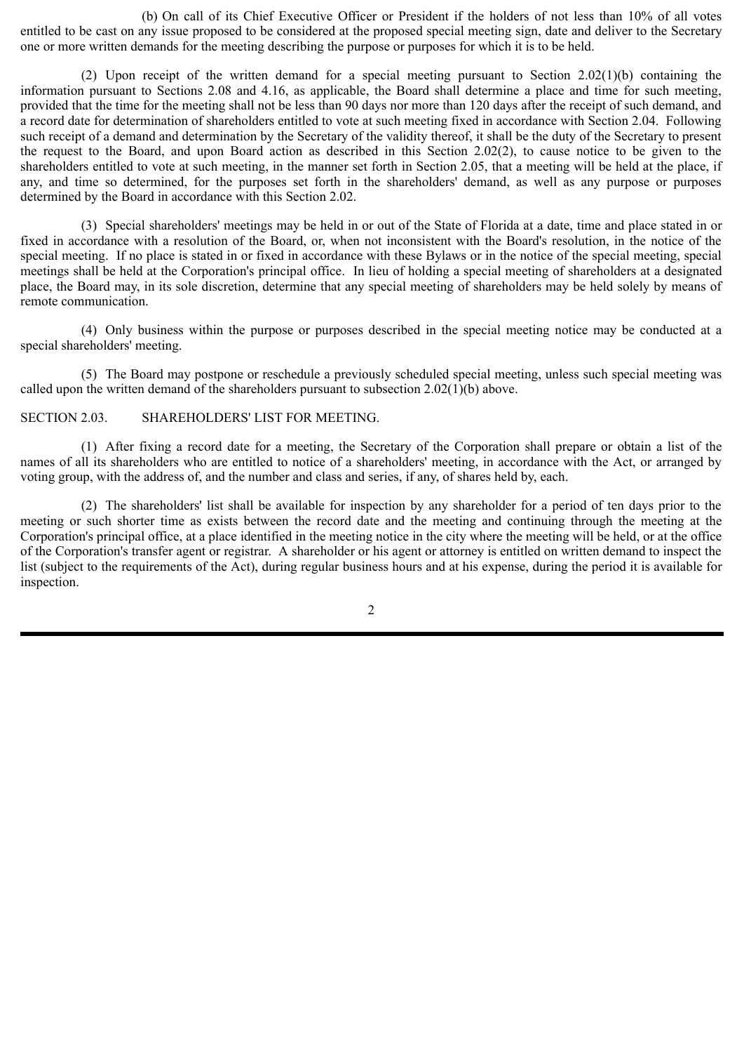(b) On call of its Chief Executive Officer or President if the holders of not less than 10% of all votes entitled to be cast on any issue proposed to be considered at the proposed special meeting sign, date and deliver to the Secretary one or more written demands for the meeting describing the purpose or purposes for which it is to be held.

(2) Upon receipt of the written demand for a special meeting pursuant to Section 2.02(1)(b) containing the information pursuant to Sections 2.08 and 4.16, as applicable, the Board shall determine a place and time for such meeting, provided that the time for the meeting shall not be less than 90 days nor more than 120 days after the receipt of such demand, and a record date for determination of shareholders entitled to vote at such meeting fixed in accordance with Section 2.04. Following such receipt of a demand and determination by the Secretary of the validity thereof, it shall be the duty of the Secretary to present the request to the Board, and upon Board action as described in this Section 2.02(2), to cause notice to be given to the shareholders entitled to vote at such meeting, in the manner set forth in Section 2.05, that a meeting will be held at the place, if any, and time so determined, for the purposes set forth in the shareholders' demand, as well as any purpose or purposes determined by the Board in accordance with this Section 2.02.

(3) Special shareholders' meetings may be held in or out of the State of Florida at a date, time and place stated in or fixed in accordance with a resolution of the Board, or, when not inconsistent with the Board's resolution, in the notice of the special meeting. If no place is stated in or fixed in accordance with these Bylaws or in the notice of the special meeting, special meetings shall be held at the Corporation's principal office. In lieu of holding a special meeting of shareholders at a designated place, the Board may, in its sole discretion, determine that any special meeting of shareholders may be held solely by means of remote communication.

(4) Only business within the purpose or purposes described in the special meeting notice may be conducted at a special shareholders' meeting.

(5) The Board may postpone or reschedule a previously scheduled special meeting, unless such special meeting was called upon the written demand of the shareholders pursuant to subsection 2.02(1)(b) above.

SECTION 2.03. SHAREHOLDERS' LIST FOR MEETING.

(1) After fixing a record date for a meeting, the Secretary of the Corporation shall prepare or obtain a list of the names of all its shareholders who are entitled to notice of a shareholders' meeting, in accordance with the Act, or arranged by voting group, with the address of, and the number and class and series, if any, of shares held by, each.

(2) The shareholders' list shall be available for inspection by any shareholder for a period of ten days prior to the meeting or such shorter time as exists between the record date and the meeting and continuing through the meeting at the Corporation's principal office, at a place identified in the meeting notice in the city where the meeting will be held, or at the office of the Corporation's transfer agent or registrar. A shareholder or his agent or attorney is entitled on written demand to inspect the list (subject to the requirements of the Act), during regular business hours and at his expense, during the period it is available for inspection.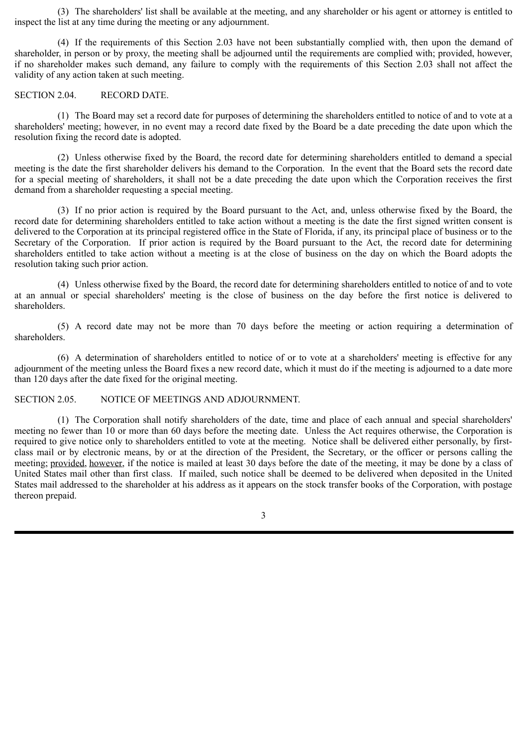(3) The shareholders' list shall be available at the meeting, and any shareholder or his agent or attorney is entitled to inspect the list at any time during the meeting or any adjournment.

(4) If the requirements of this Section 2.03 have not been substantially complied with, then upon the demand of shareholder, in person or by proxy, the meeting shall be adjourned until the requirements are complied with; provided, however, if no shareholder makes such demand, any failure to comply with the requirements of this Section 2.03 shall not affect the validity of any action taken at such meeting.

SECTION 2.04. RECORD DATE.

(1) The Board may set a record date for purposes of determining the shareholders entitled to notice of and to vote at a shareholders' meeting; however, in no event may a record date fixed by the Board be a date preceding the date upon which the resolution fixing the record date is adopted.

(2) Unless otherwise fixed by the Board, the record date for determining shareholders entitled to demand a special meeting is the date the first shareholder delivers his demand to the Corporation. In the event that the Board sets the record date for a special meeting of shareholders, it shall not be a date preceding the date upon which the Corporation receives the first demand from a shareholder requesting a special meeting.

(3) If no prior action is required by the Board pursuant to the Act, and, unless otherwise fixed by the Board, the record date for determining shareholders entitled to take action without a meeting is the date the first signed written consent is delivered to the Corporation at its principal registered office in the State of Florida, if any, its principal place of business or to the Secretary of the Corporation. If prior action is required by the Board pursuant to the Act, the record date for determining shareholders entitled to take action without a meeting is at the close of business on the day on which the Board adopts the resolution taking such prior action.

(4) Unless otherwise fixed by the Board, the record date for determining shareholders entitled to notice of and to vote at an annual or special shareholders' meeting is the close of business on the day before the first notice is delivered to shareholders.

(5) A record date may not be more than 70 days before the meeting or action requiring a determination of shareholders.

(6) A determination of shareholders entitled to notice of or to vote at a shareholders' meeting is effective for any adjournment of the meeting unless the Board fixes a new record date, which it must do if the meeting is adjourned to a date more than 120 days after the date fixed for the original meeting.

SECTION 2.05. NOTICE OF MEETINGS AND ADJOURNMENT.

(1) The Corporation shall notify shareholders of the date, time and place of each annual and special shareholders' meeting no fewer than 10 or more than 60 days before the meeting date. Unless the Act requires otherwise, the Corporation is required to give notice only to shareholders entitled to vote at the meeting. Notice shall be delivered either personally, by first-class mail or by electronic means, by or at the direction of the President, the Secretary, or the officer or persons calling the meeting; provided, however, if the notice is mailed at least 30 days before the date of the meeting, it may be done by a class of United States mail other than first class. If mailed, such notice shall be deemed to be delivered when deposited in the United States mail addressed to the shareholder at his address as it appears on the stock transfer books of the Corporation, with postage thereon prepaid.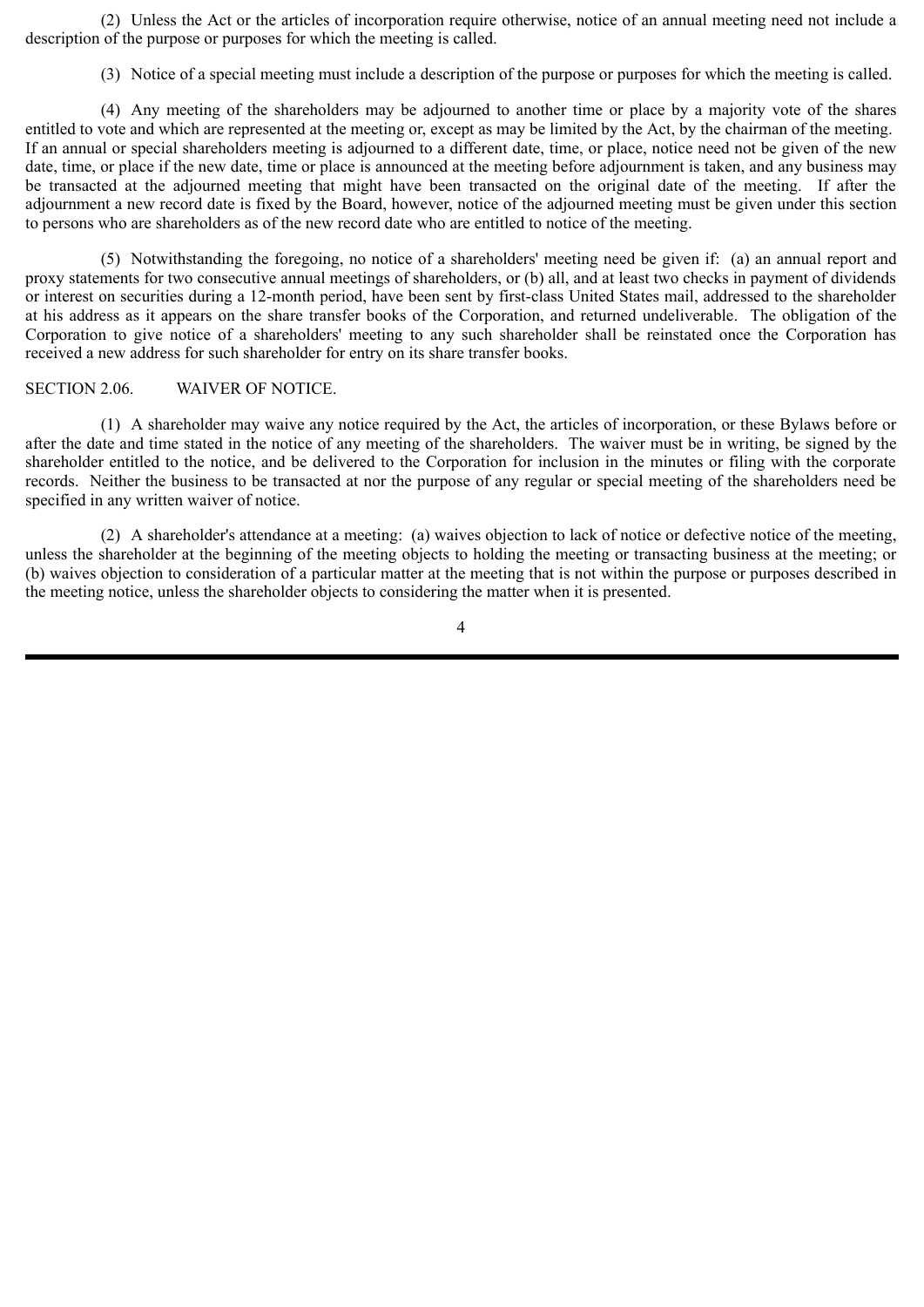(2) Unless the Act or the articles of incorporation require otherwise, notice of an annual meeting need not include a description of the purpose or purposes for which the meeting is called.

(3) Notice of a special meeting must include a description of the purpose or purposes for which the meeting is called.

(4) Any meeting of the shareholders may be adjourned to another time or place by a majority vote of the shares entitled to vote and which are represented at the meeting or, except as may be limited by the Act, by the chairman of the meeting. If an annual or special shareholders meeting is adjourned to a different date, time, or place, notice need not be given of the new date, time, or place if the new date, time or place is announced at the meeting before adjournment is taken, and any business may be transacted at the adjourned meeting that might have been transacted on the original date of the meeting. If after the adjournment a new record date is fixed by the Board, however, notice of the adjourned meeting must be given under this section to persons who are shareholders as of the new record date who are entitled to notice of the meeting.

(5) Notwithstanding the foregoing, no notice of a shareholders' meeting need be given if: (a) an annual report and proxy statements for two consecutive annual meetings of shareholders, or (b) all, and at least two checks in payment of dividends or interest on securities during a 12-month period, have been sent by first-class United States mail, addressed to the shareholder at his address as it appears on the share transfer books of the Corporation, and returned undeliverable. The obligation of the Corporation to give notice of a shareholders' meeting to any such shareholder shall be reinstated once the Corporation has received a new address for such shareholder for entry on its share transfer books.

SECTION 2.06. WAIVER OF NOTICE.

(1) A shareholder may waive any notice required by the Act, the articles of incorporation, or these Bylaws before or after the date and time stated in the notice of any meeting of the shareholders. The waiver must be in writing, be signed by the shareholder entitled to the notice, and be delivered to the Corporation for inclusion in the minutes or filing with the corporate records. Neither the business to be transacted at nor the purpose of any regular or special meeting of the shareholders need be specified in any written waiver of notice.

(2) A shareholder's attendance at a meeting: (a) waives objection to lack of notice or defective notice of the meeting, unless the shareholder at the beginning of the meeting objects to holding the meeting or transacting business at the meeting; or (b) waives objection to consideration of a particular matter at the meeting that is not within the purpose or purposes described in the meeting notice, unless the shareholder objects to considering the matter when it is presented.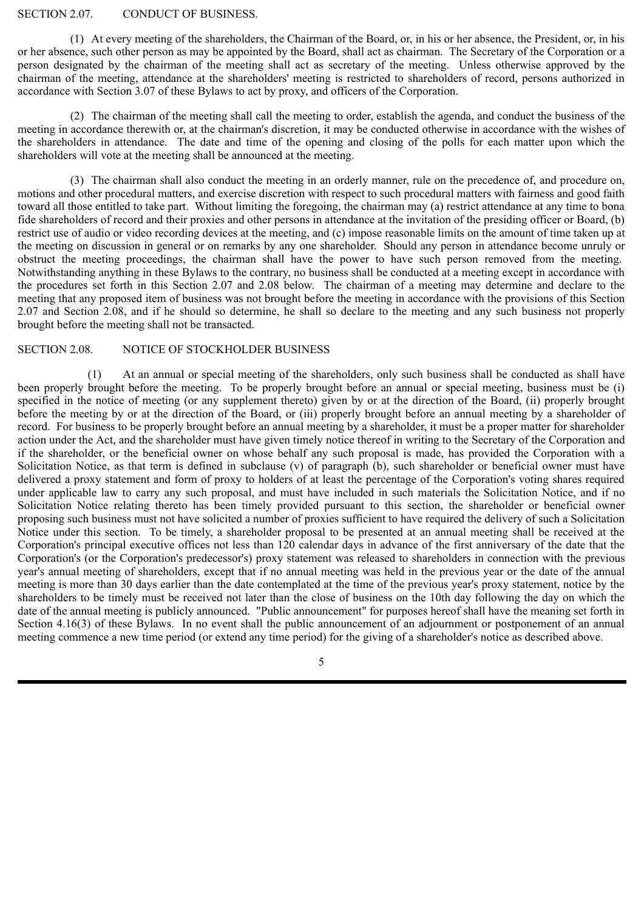SECTION 2.07. CONDUCT OF BUSINESS.

(1) At every meeting of the shareholders, the Chairman of the Board, or, in his or her absence, the President, or, in his or her absence, such other person as may be appointed by the Board, shall act as chairman. The Secretary of the Corporation or a person designated by the chairman of the meeting shall act as secretary of the meeting. Unless otherwise approved by the chairman of the meeting, attendance at the shareholders' meeting is restricted to shareholders of record, persons authorized in accordance with Section 3.07 of these Bylaws to act by proxy, and officers of the Corporation.

(2) The chairman of the meeting shall call the meeting to order, establish the agenda, and conduct the business of the meeting in accordance therewith or, at the chairman's discretion, it may be conducted otherwise in accordance with the wishes of the shareholders in attendance. The date and time of the opening and closing of the polls for each matter upon which the shareholders will vote at the meeting shall be announced at the meeting.

(3) The chairman shall also conduct the meeting in an orderly manner, rule on the precedence of, and procedure on, motions and other procedural matters, and exercise discretion with respect to such procedural matters with fairness and good faith toward all those entitled to take part. Without limiting the foregoing, the chairman may (a) restrict attendance at any time to bona fide shareholders of record and their proxies and other persons in attendance at the invitation of the presiding officer or Board, (b) restrict use of audio or video recording devices at the meeting, and (c) impose reasonable limits on the amount of time taken up at the meeting on discussion in general or on remarks by any one shareholder. Should any person in attendance become unruly or obstruct the meeting proceedings, the chairman shall have the power to have such person removed from the meeting. Notwithstanding anything in these Bylaws to the contrary, no business shall be conducted at a meeting except in accordance with the procedures set forth in this Section 2.07 and 2.08 below. The chairman of a meeting may determine and declare to the meeting that any proposed item of business was not brought before the meeting in accordance with the provisions of this Section 2.07 and Section 2.08, and if he should so determine, he shall so declare to the meeting and any such business not properly brought before the meeting shall not be transacted.

SECTION 2.08. NOTICE OF STOCKHOLDER BUSINESS

(1) At an annual or special meeting of the shareholders, only such business shall be conducted as shall have been properly brought before the meeting. To be properly brought before an annual or special meeting, business must be (i) specified in the notice of meeting (or any supplement thereto) given by or at the direction of the Board, (ii) properly brought before the meeting by or at the direction of the Board, or (iii) properly brought before an annual meeting by a shareholder of record. For business to be properly brought before an annual meeting by a shareholder, it must be a proper matter for shareholder action under the Act, and the shareholder must have given timely notice thereof in writing to the Secretary of the Corporation and if the shareholder, or the beneficial owner on whose behalf any such proposal is made, has provided the Corporation with a Solicitation Notice, as that term is defined in subclause (v) of paragraph (b), such shareholder or beneficial owner must have delivered a proxy statement and form of proxy to holders of at least the percentage of the Corporation's voting shares required under applicable law to carry any such proposal, and must have included in such materials the Solicitation Notice, and if no Solicitation Notice relating thereto has been timely provided pursuant to this section, the shareholder or beneficial owner proposing such business must not have solicited a number of proxies sufficient to have required the delivery of such a Solicitation Notice under this section. To be timely, a shareholder proposal to be presented at an annual meeting shall be received at the Corporation's principal executive offices not less than 120 calendar days in advance of the first anniversary of the date that the Corporation's (or the Corporation's predecessor's) proxy statement was released to shareholders in connection with the previous year's annual meeting of shareholders, except that if no annual meeting was held in the previous year or the date of the annual meeting is more than 30 days earlier than the date contemplated at the time of the previous year's proxy statement, notice by the shareholders to be timely must be received not later than the close of business on the 10th day following the day on which the date of the annual meeting is publicly announced. "Public announcement" for purposes hereof shall have the meaning set forth in Section 4.16(3) of these Bylaws. In no event shall the public announcement of an adjournment or postponement of an annual meeting commence a new time period (or extend any time period) for the giving of a shareholder's notice as described above.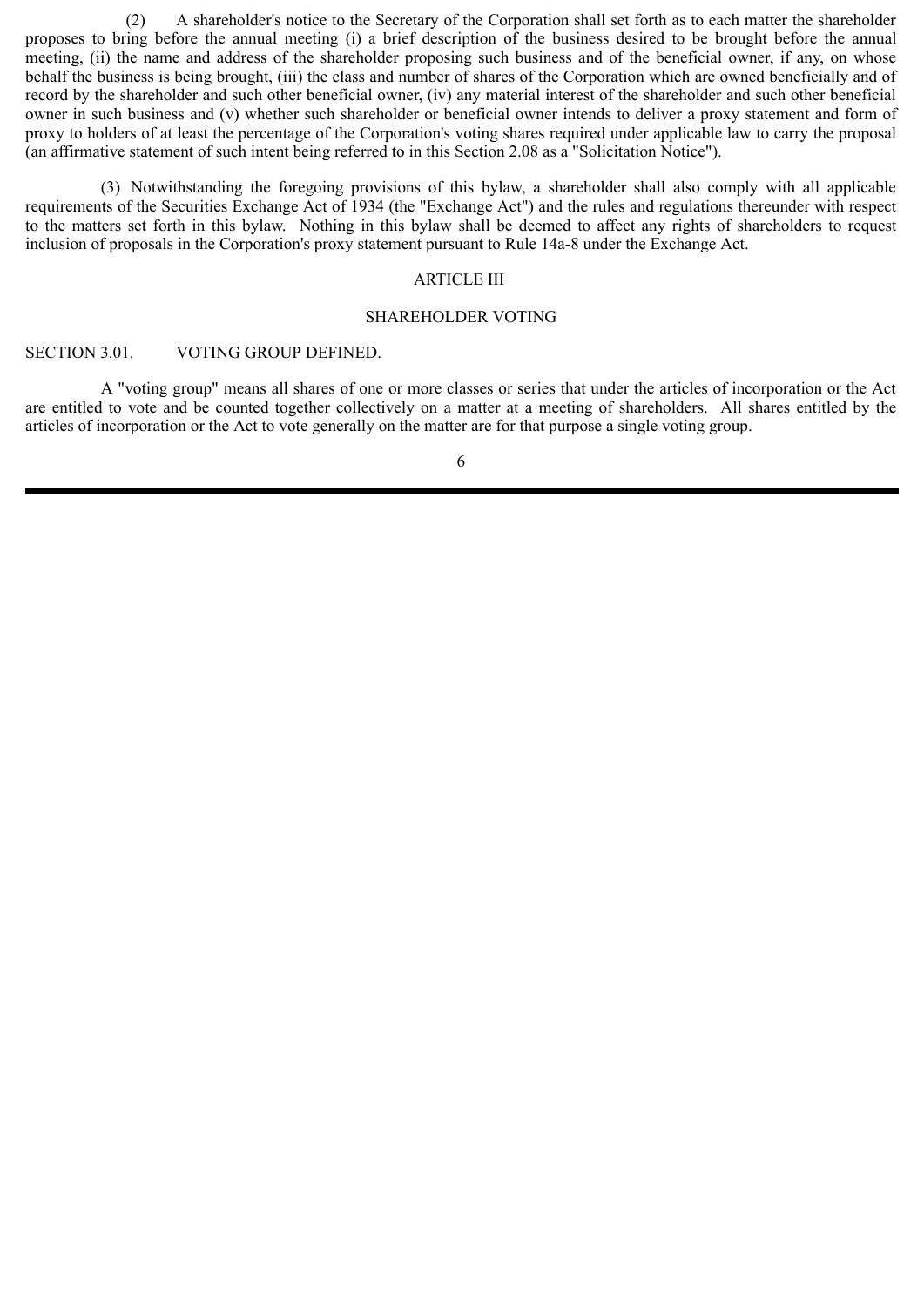(2) A shareholder's notice to the Secretary of the Corporation shall set forth as to each matter the shareholder proposes to bring before the annual meeting (i) a brief description of the business desired to be brought before the annual meeting, (ii) the name and address of the shareholder proposing such business and of the beneficial owner, if any, on whose behalf the business is being brought, (iii) the class and number of shares of the Corporation which are owned beneficially and of record by the shareholder and such other beneficial owner, (iv) any material interest of the shareholder and such other beneficial owner in such business and (v) whether such shareholder or beneficial owner intends to deliver a proxy statement and form of proxy to holders of at least the percentage of the Corporation's voting shares required under applicable law to carry the proposal (an affirmative statement of such intent being referred to in this Section 2.08 as a "Solicitation Notice").

(3) Notwithstanding the foregoing provisions of this bylaw, a shareholder shall also comply with all applicable requirements of the Securities Exchange Act of 1934 (the "Exchange Act") and the rules and regulations thereunder with respect to the matters set forth in this bylaw. Nothing in this bylaw shall be deemed to affect any rights of shareholders to request inclusion of proposals in the Corporation's proxy statement pursuant to Rule 14a-8 under the Exchange Act.

## ARTICLE III

## SHAREHOLDER VOTING

### SECTION 3.01. VOTING GROUP DEFINED.

A "voting group" means all shares of one or more classes or series that under the articles of incorporation or the Act are entitled to vote and be counted together collectively on a matter at a meeting of shareholders. All shares entitled by the articles of incorporation or the Act to vote generally on the matter are for that purpose a single voting group.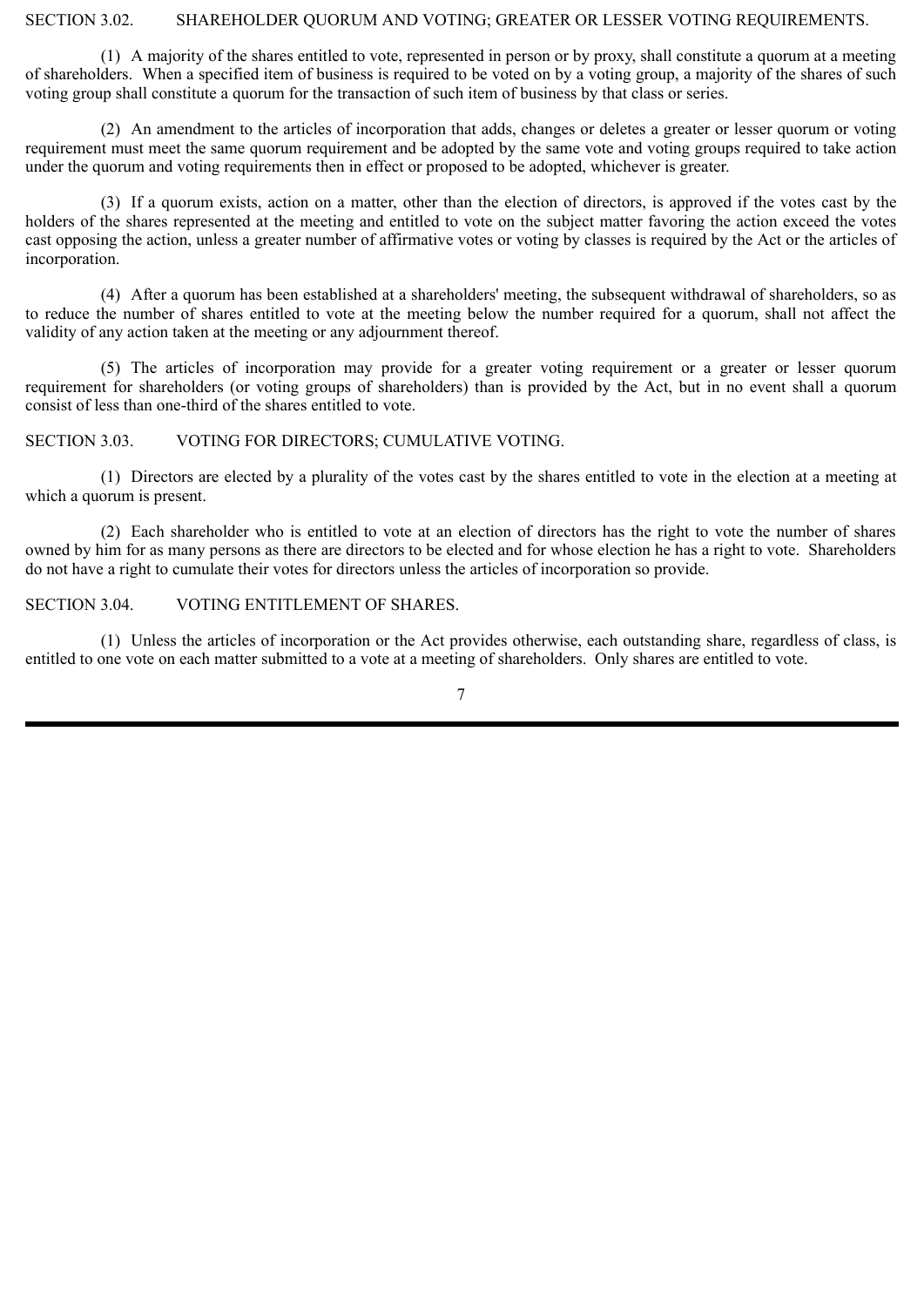## SECTION 3.02. SHAREHOLDER QUORUM AND VOTING; GREATER OR LESSER VOTING REQUIREMENTS.

(1) A majority of the shares entitled to vote, represented in person or by proxy, shall constitute a quorum at a meeting of shareholders. When a specified item of business is required to be voted on by a voting group, a majority of the shares of such voting group shall constitute a quorum for the transaction of such item of business by that class or series.

(2) An amendment to the articles of incorporation that adds, changes or deletes a greater or lesser quorum or voting requirement must meet the same quorum requirement and be adopted by the same vote and voting groups required to take action under the quorum and voting requirements then in effect or proposed to be adopted, whichever is greater.

(3) If a quorum exists, action on a matter, other than the election of directors, is approved if the votes cast by the holders of the shares represented at the meeting and entitled to vote on the subject matter favoring the action exceed the votes cast opposing the action, unless a greater number of affirmative votes or voting by classes is required by the Act or the articles of incorporation.

(4) After a quorum has been established at a shareholders' meeting, the subsequent withdrawal of shareholders, so as to reduce the number of shares entitled to vote at the meeting below the number required for a quorum, shall not affect the validity of any action taken at the meeting or any adjournment thereof.

(5) The articles of incorporation may provide for a greater voting requirement or a greater or lesser quorum requirement for shareholders (or voting groups of shareholders) than is provided by the Act, but in no event shall a quorum consist of less than one-third of the shares entitled to vote.

## SECTION 3.03. VOTING FOR DIRECTORS; CUMULATIVE VOTING.

(1) Directors are elected by a plurality of the votes cast by the shares entitled to vote in the election at a meeting at which a quorum is present.

(2) Each shareholder who is entitled to vote at an election of directors has the right to vote the number of shares owned by him for as many persons as there are directors to be elected and for whose election he has a right to vote. Shareholders do not have a right to cumulate their votes for directors unless the articles of incorporation so provide.

## SECTION 3.04. VOTING ENTITLEMENT OF SHARES.

(1) Unless the articles of incorporation or the Act provides otherwise, each outstanding share, regardless of class, is entitled to one vote on each matter submitted to a vote at a meeting of shareholders. Only shares are entitled to vote.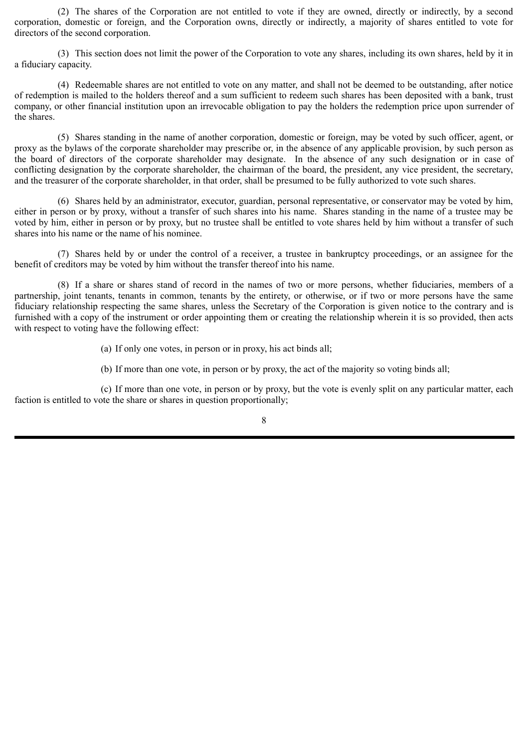(2) The shares of the Corporation are not entitled to vote if they are owned, directly or indirectly, by a second corporation, domestic or foreign, and the Corporation owns, directly or indirectly, a majority of shares entitled to vote for directors of the second corporation.

(3) This section does not limit the power of the Corporation to vote any shares, including its own shares, held by it in a fiduciary capacity.

(4) Redeemable shares are not entitled to vote on any matter, and shall not be deemed to be outstanding, after notice of redemption is mailed to the holders thereof and a sum sufficient to redeem such shares has been deposited with a bank, trust company, or other financial institution upon an irrevocable obligation to pay the holders the redemption price upon surrender of the shares.

(5) Shares standing in the name of another corporation, domestic or foreign, may be voted by such officer, agent, or proxy as the bylaws of the corporate shareholder may prescribe or, in the absence of any applicable provision, by such person as the board of directors of the corporate shareholder may designate. In the absence of any such designation or in case of conflicting designation by the corporate shareholder, the chairman of the board, the president, any vice president, the secretary, and the treasurer of the corporate shareholder, in that order, shall be presumed to be fully authorized to vote such shares.

(6) Shares held by an administrator, executor, guardian, personal representative, or conservator may be voted by him, either in person or by proxy, without a transfer of such shares into his name. Shares standing in the name of a trustee may be voted by him, either in person or by proxy, but no trustee shall be entitled to vote shares held by him without a transfer of such shares into his name or the name of his nominee.

(7) Shares held by or under the control of a receiver, a trustee in bankruptcy proceedings, or an assignee for the benefit of creditors may be voted by him without the transfer thereof into his name.

(8) If a share or shares stand of record in the names of two or more persons, whether fiduciaries, members of a partnership, joint tenants, tenants in common, tenants by the entirety, or otherwise, or if two or more persons have the same fiduciary relationship respecting the same shares, unless the Secretary of the Corporation is given notice to the contrary and is furnished with a copy of the instrument or order appointing them or creating the relationship wherein it is so provided, then acts with respect to voting have the following effect:

(a) If only one votes, in person or in proxy, his act binds all;

(b) If more than one vote, in person or by proxy, the act of the majority so voting binds all;

(c) If more than one vote, in person or by proxy, but the vote is evenly split on any particular matter, each faction is entitled to vote the share or shares in question proportionally;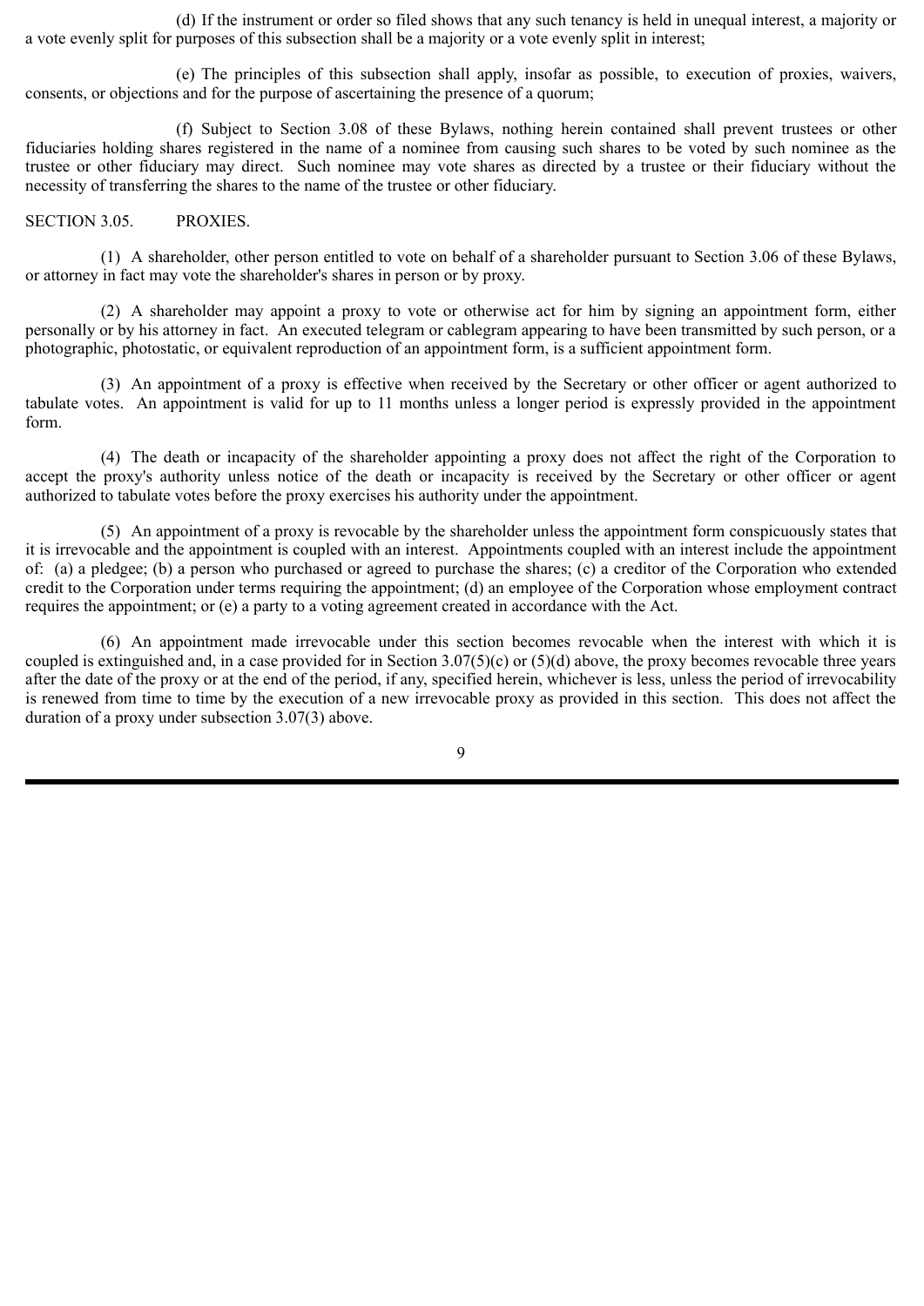(d) If the instrument or order so filed shows that any such tenancy is held in unequal interest, a majority or a vote evenly split for purposes of this subsection shall be a majority or a vote evenly split in interest;

(e) The principles of this subsection shall apply, insofar as possible, to execution of proxies, waivers, consents, or objections and for the purpose of ascertaining the presence of a quorum;

(f) Subject to Section 3.08 of these Bylaws, nothing herein contained shall prevent trustees or other fiduciaries holding shares registered in the name of a nominee from causing such shares to be voted by such nominee as the trustee or other fiduciary may direct. Such nominee may vote shares as directed by a trustee or their fiduciary without the necessity of transferring the shares to the name of the trustee or other fiduciary.

SECTION 3.05. PROXIES.

(1) A shareholder, other person entitled to vote on behalf of a shareholder pursuant to Section 3.06 of these Bylaws, or attorney in fact may vote the shareholder's shares in person or by proxy.

(2) A shareholder may appoint a proxy to vote or otherwise act for him by signing an appointment form, either personally or by his attorney in fact. An executed telegram or cablegram appearing to have been transmitted by such person, or a photographic, photostatic, or equivalent reproduction of an appointment form, is a sufficient appointment form.

(3) An appointment of a proxy is effective when received by the Secretary or other officer or agent authorized to tabulate votes. An appointment is valid for up to 11 months unless a longer period is expressly provided in the appointment form.

(4) The death or incapacity of the shareholder appointing a proxy does not affect the right of the Corporation to accept the proxy's authority unless notice of the death or incapacity is received by the Secretary or other officer or agent authorized to tabulate votes before the proxy exercises his authority under the appointment.

(5) An appointment of a proxy is revocable by the shareholder unless the appointment form conspicuously states that it is irrevocable and the appointment is coupled with an interest. Appointments coupled with an interest include the appointment of: (a) a pledgee; (b) a person who purchased or agreed to purchase the shares; (c) a creditor of the Corporation who extended credit to the Corporation under terms requiring the appointment; (d) an employee of the Corporation whose employment contract requires the appointment; or (e) a party to a voting agreement created in accordance with the Act.

(6) An appointment made irrevocable under this section becomes revocable when the interest with which it is coupled is extinguished and, in a case provided for in Section 3.07(5)(c) or (5)(d) above, the proxy becomes revocable three years after the date of the proxy or at the end of the period, if any, specified herein, whichever is less, unless the period of irrevocability is renewed from time to time by the execution of a new irrevocable proxy as provided in this section. This does not affect the duration of a proxy under subsection 3.07(3) above.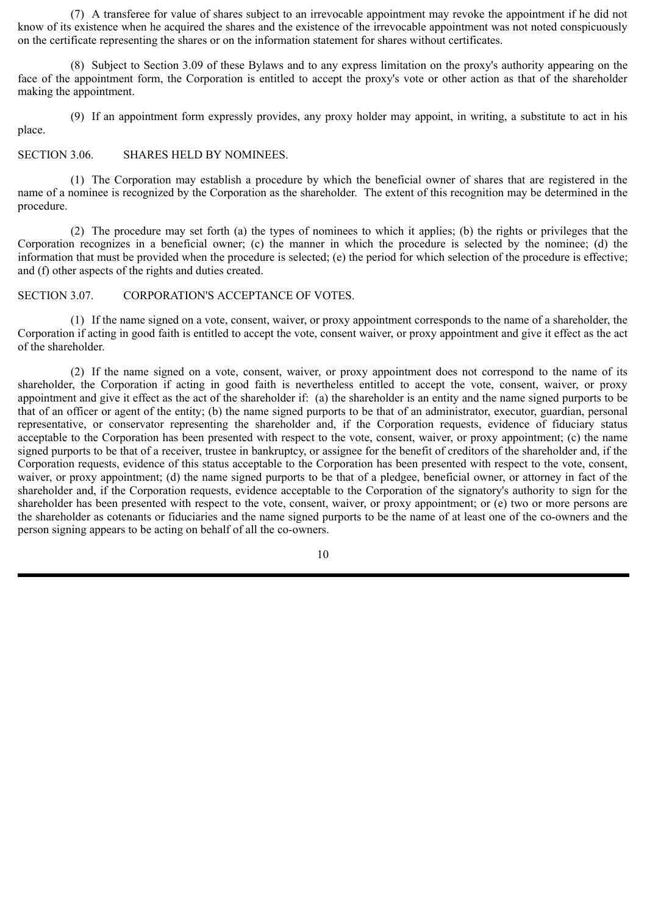(7) A transferee for value of shares subject to an irrevocable appointment may revoke the appointment if he did not know of its existence when he acquired the shares and the existence of the irrevocable appointment was not noted conspicuously on the certificate representing the shares or on the information statement for shares without certificates.

(8) Subject to Section 3.09 of these Bylaws and to any express limitation on the proxy's authority appearing on the face of the appointment form, the Corporation is entitled to accept the proxy's vote or other action as that of the shareholder making the appointment.

(9) If an appointment form expressly provides, any proxy holder may appoint, in writing, a substitute to act in his place.

SECTION 3.06. SHARES HELD BY NOMINEES.

(1) The Corporation may establish a procedure by which the beneficial owner of shares that are registered in the name of a nominee is recognized by the Corporation as the shareholder. The extent of this recognition may be determined in the procedure.

(2) The procedure may set forth (a) the types of nominees to which it applies; (b) the rights or privileges that the Corporation recognizes in a beneficial owner; (c) the manner in which the procedure is selected by the nominee; (d) the information that must be provided when the procedure is selected; (e) the period for which selection of the procedure is effective; and (f) other aspects of the rights and duties created.

SECTION 3.07. CORPORATION'S ACCEPTANCE OF VOTES.

(1) If the name signed on a vote, consent, waiver, or proxy appointment corresponds to the name of a shareholder, the Corporation if acting in good faith is entitled to accept the vote, consent waiver, or proxy appointment and give it effect as the act of the shareholder.

(2) If the name signed on a vote, consent, waiver, or proxy appointment does not correspond to the name of its shareholder, the Corporation if acting in good faith is nevertheless entitled to accept the vote, consent, waiver, or proxy appointment and give it effect as the act of the shareholder if: (a) the shareholder is an entity and the name signed purports to be that of an officer or agent of the entity; (b) the name signed purports to be that of an administrator, executor, guardian, personal representative, or conservator representing the shareholder and, if the Corporation requests, evidence of fiduciary status acceptable to the Corporation has been presented with respect to the vote, consent, waiver, or proxy appointment; (c) the name signed purports to be that of a receiver, trustee in bankruptcy, or assignee for the benefit of creditors of the shareholder and, if the Corporation requests, evidence of this status acceptable to the Corporation has been presented with respect to the vote, consent, waiver, or proxy appointment; (d) the name signed purports to be that of a pledgee, beneficial owner, or attorney in fact of the shareholder and, if the Corporation requests, evidence acceptable to the Corporation of the signatory's authority to sign for the shareholder has been presented with respect to the vote, consent, waiver, or proxy appointment; or (e) two or more persons are the shareholder as cotenants or fiduciaries and the name signed purports to be the name of at least one of the co-owners and the person signing appears to be acting on behalf of all the co-owners.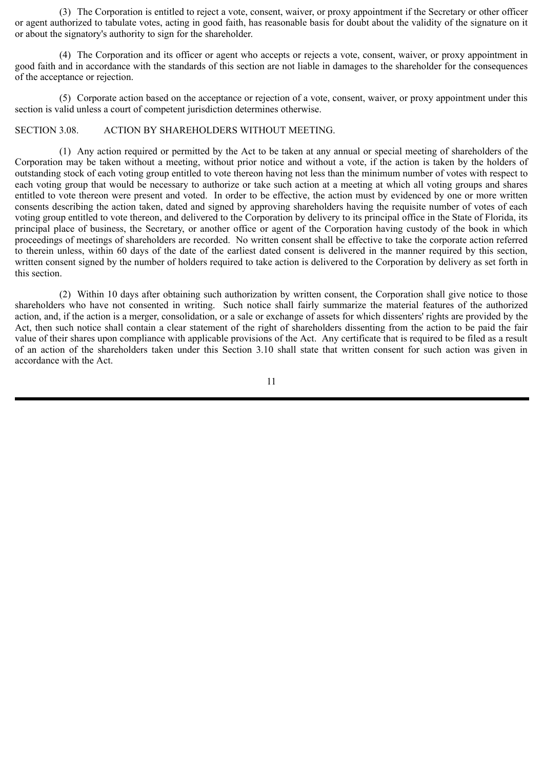(3) The Corporation is entitled to reject a vote, consent, waiver, or proxy appointment if the Secretary or other officer or agent authorized to tabulate votes, acting in good faith, has reasonable basis for doubt about the validity of the signature on it or about the signatory's authority to sign for the shareholder.

(4) The Corporation and its officer or agent who accepts or rejects a vote, consent, waiver, or proxy appointment in good faith and in accordance with the standards of this section are not liable in damages to the shareholder for the consequences of the acceptance or rejection.

(5) Corporate action based on the acceptance or rejection of a vote, consent, waiver, or proxy appointment under this section is valid unless a court of competent jurisdiction determines otherwise.

SECTION 3.08. ACTION BY SHAREHOLDERS WITHOUT MEETING.

(1) Any action required or permitted by the Act to be taken at any annual or special meeting of shareholders of the Corporation may be taken without a meeting, without prior notice and without a vote, if the action is taken by the holders of outstanding stock of each voting group entitled to vote thereon having not less than the minimum number of votes with respect to each voting group that would be necessary to authorize or take such action at a meeting at which all voting groups and shares entitled to vote thereon were present and voted. In order to be effective, the action must by evidenced by one or more written consents describing the action taken, dated and signed by approving shareholders having the requisite number of votes of each voting group entitled to vote thereon, and delivered to the Corporation by delivery to its principal office in the State of Florida, its principal place of business, the Secretary, or another office or agent of the Corporation having custody of the book in which proceedings of meetings of shareholders are recorded. No written consent shall be effective to take the corporate action referred to therein unless, within 60 days of the date of the earliest dated consent is delivered in the manner required by this section, written consent signed by the number of holders required to take action is delivered to the Corporation by delivery as set forth in this section.

(2) Within 10 days after obtaining such authorization by written consent, the Corporation shall give notice to those shareholders who have not consented in writing. Such notice shall fairly summarize the material features of the authorized action, and, if the action is a merger, consolidation, or a sale or exchange of assets for which dissenters' rights are provided by the Act, then such notice shall contain a clear statement of the right of shareholders dissenting from the action to be paid the fair value of their shares upon compliance with applicable provisions of the Act. Any certificate that is required to be filed as a result of an action of the shareholders taken under this Section 3.10 shall state that written consent for such action was given in accordance with the Act.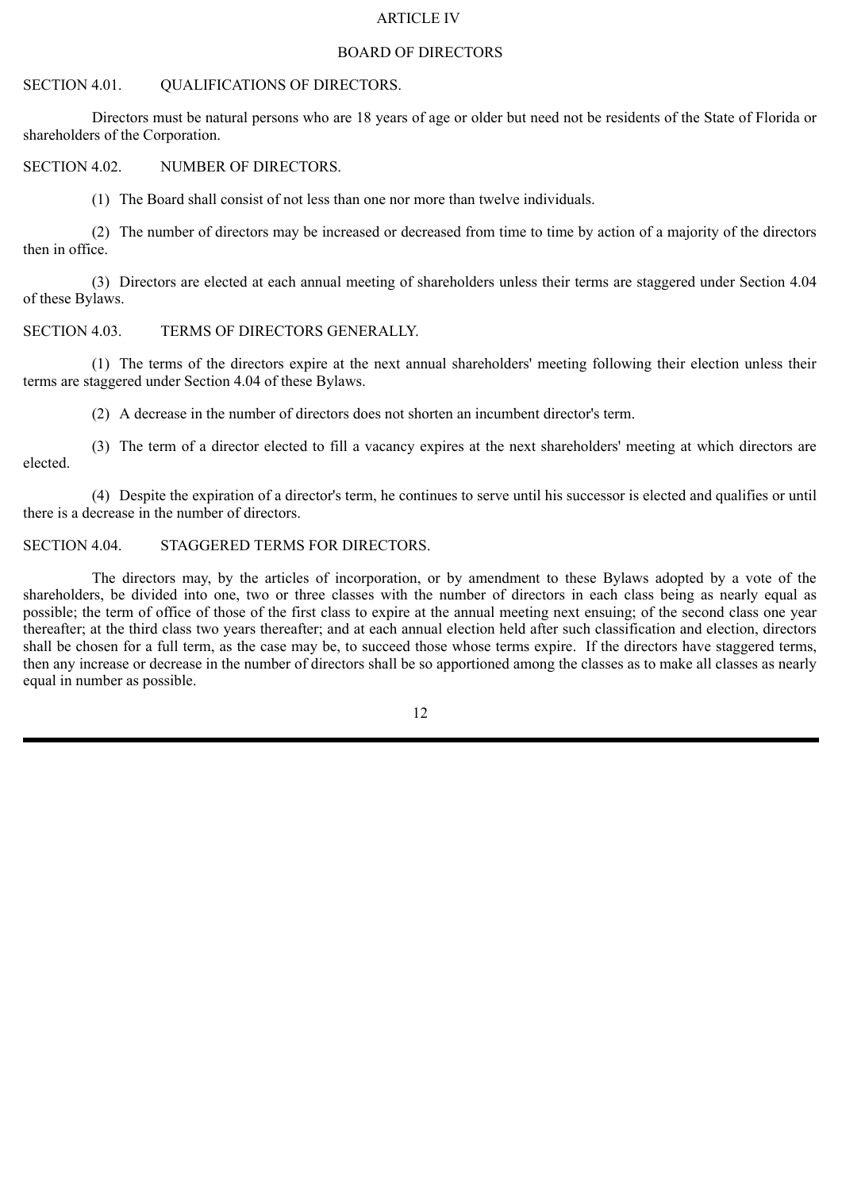# ARTICLE IV

## BOARD OF DIRECTORS

### SECTION 4.01. QUALIFICATIONS OF DIRECTORS.

Directors must be natural persons who are 18 years of age or older but need not be residents of the State of Florida or shareholders of the Corporation.

### SECTION 4.02. NUMBER OF DIRECTORS.

(1) The Board shall consist of not less than one nor more than twelve individuals.

(2) The number of directors may be increased or decreased from time to time by action of a majority of the directors then in office.

(3) Directors are elected at each annual meeting of shareholders unless their terms are staggered under Section 4.04 of these Bylaws.

### SECTION 4.03. TERMS OF DIRECTORS GENERALLY.

(1) The terms of the directors expire at the next annual shareholders' meeting following their election unless their terms are staggered under Section 4.04 of these Bylaws.

(2) A decrease in the number of directors does not shorten an incumbent director's term.

(3) The term of a director elected to fill a vacancy expires at the next shareholders' meeting at which directors are elected.

(4) Despite the expiration of a director's term, he continues to serve until his successor is elected and qualifies or until there is a decrease in the number of directors.

### SECTION 4.04. STAGGERED TERMS FOR DIRECTORS.

The directors may, by the articles of incorporation, or by amendment to these Bylaws adopted by a vote of the shareholders, be divided into one, two or three classes with the number of directors in each class being as nearly equal as possible; the term of office of those of the first class to expire at the annual meeting next ensuing; of the second class one year thereafter; at the third class two years thereafter; and at each annual election held after such classification and election, directors shall be chosen for a full term, as the case may be, to succeed those whose terms expire. If the directors have staggered terms, then any increase or decrease in the number of directors shall be so apportioned among the classes as to make all classes as nearly equal in number as possible.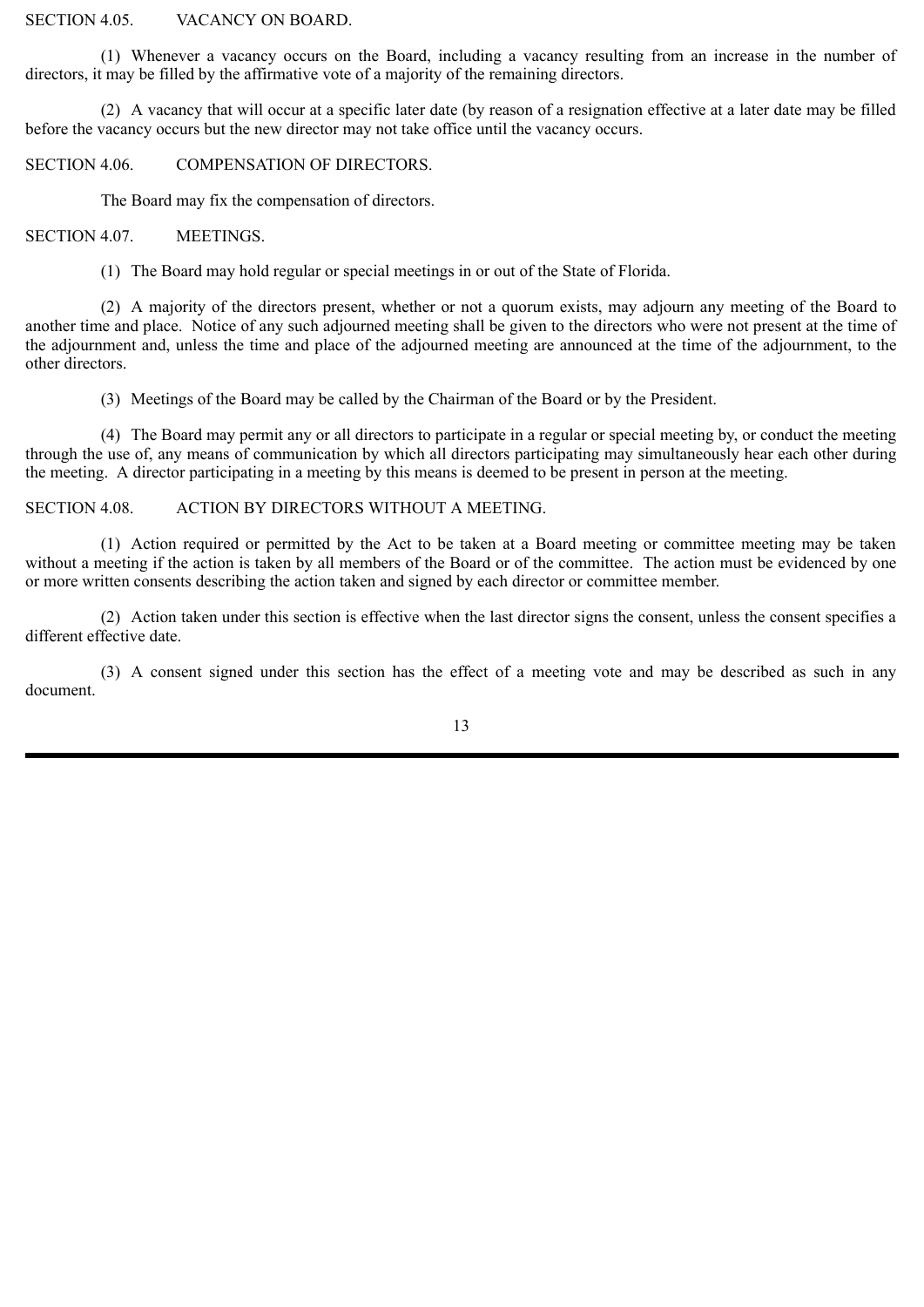SECTION 4.05. VACANCY ON BOARD.

(1) Whenever a vacancy occurs on the Board, including a vacancy resulting from an increase in the number of directors, it may be filled by the affirmative vote of a majority of the remaining directors.

(2) A vacancy that will occur at a specific later date (by reason of a resignation effective at a later date may be filled before the vacancy occurs but the new director may not take office until the vacancy occurs.

SECTION 4.06. COMPENSATION OF DIRECTORS.

The Board may fix the compensation of directors.

SECTION 4.07. MEETINGS.

(1) The Board may hold regular or special meetings in or out of the State of Florida.

(2) A majority of the directors present, whether or not a quorum exists, may adjourn any meeting of the Board to another time and place. Notice of any such adjourned meeting shall be given to the directors who were not present at the time of the adjournment and, unless the time and place of the adjourned meeting are announced at the time of the adjournment, to the other directors.

(3) Meetings of the Board may be called by the Chairman of the Board or by the President.

(4) The Board may permit any or all directors to participate in a regular or special meeting by, or conduct the meeting through the use of, any means of communication by which all directors participating may simultaneously hear each other during the meeting. A director participating in a meeting by this means is deemed to be present in person at the meeting.

SECTION 4.08. ACTION BY DIRECTORS WITHOUT A MEETING.

(1) Action required or permitted by the Act to be taken at a Board meeting or committee meeting may be taken without a meeting if the action is taken by all members of the Board or of the committee. The action must be evidenced by one or more written consents describing the action taken and signed by each director or committee member.

(2) Action taken under this section is effective when the last director signs the consent, unless the consent specifies a different effective date.

(3) A consent signed under this section has the effect of a meeting vote and may be described as such in any document.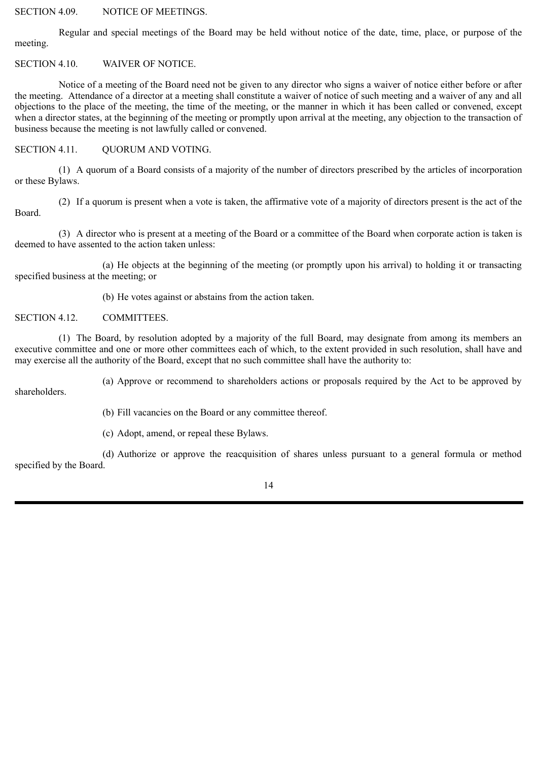SECTION 4.09. NOTICE OF MEETINGS.

Regular and special meetings of the Board may be held without notice of the date, time, place, or purpose of the meeting.

SECTION 4.10. WAIVER OF NOTICE.

Notice of a meeting of the Board need not be given to any director who signs a waiver of notice either before or after the meeting. Attendance of a director at a meeting shall constitute a waiver of notice of such meeting and a waiver of any and all objections to the place of the meeting, the time of the meeting, or the manner in which it has been called or convened, except when a director states, at the beginning of the meeting or promptly upon arrival at the meeting, any objection to the transaction of business because the meeting is not lawfully called or convened.

SECTION 4.11. QUORUM AND VOTING.

(1) A quorum of a Board consists of a majority of the number of directors prescribed by the articles of incorporation or these Bylaws.

(2) If a quorum is present when a vote is taken, the affirmative vote of a majority of directors present is the act of the Board.

(3) A director who is present at a meeting of the Board or a committee of the Board when corporate action is taken is deemed to have assented to the action taken unless:

(a) He objects at the beginning of the meeting (or promptly upon his arrival) to holding it or transacting specified business at the meeting; or

(b) He votes against or abstains from the action taken.

SECTION 4.12. COMMITTEES.

(1) The Board, by resolution adopted by a majority of the full Board, may designate from among its members an executive committee and one or more other committees each of which, to the extent provided in such resolution, shall have and may exercise all the authority of the Board, except that no such committee shall have the authority to:

(a) Approve or recommend to shareholders actions or proposals required by the Act to be approved by shareholders.

(b) Fill vacancies on the Board or any committee thereof.

(c) Adopt, amend, or repeal these Bylaws.

(d) Authorize or approve the reacquisition of shares unless pursuant to a general formula or method specified by the Board.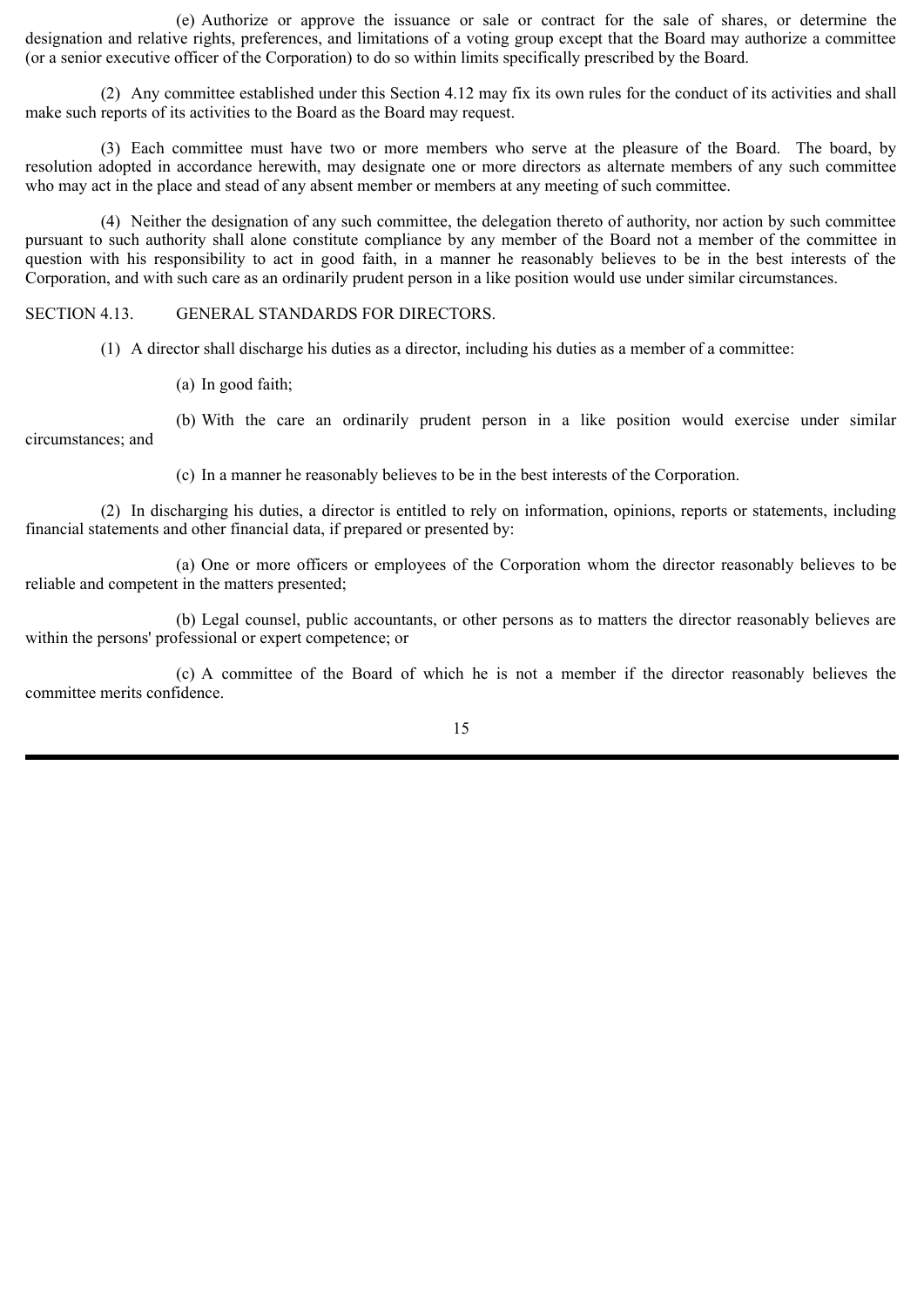(e) Authorize or approve the issuance or sale or contract for the sale of shares, or determine the designation and relative rights, preferences, and limitations of a voting group except that the Board may authorize a committee (or a senior executive officer of the Corporation) to do so within limits specifically prescribed by the Board.

(2) Any committee established under this Section 4.12 may fix its own rules for the conduct of its activities and shall make such reports of its activities to the Board as the Board may request.

(3) Each committee must have two or more members who serve at the pleasure of the Board. The board, by resolution adopted in accordance herewith, may designate one or more directors as alternate members of any such committee who may act in the place and stead of any absent member or members at any meeting of such committee.

(4) Neither the designation of any such committee, the delegation thereto of authority, nor action by such committee pursuant to such authority shall alone constitute compliance by any member of the Board not a member of the committee in question with his responsibility to act in good faith, in a manner he reasonably believes to be in the best interests of the Corporation, and with such care as an ordinarily prudent person in a like position would use under similar circumstances.

SECTION 4.13. GENERAL STANDARDS FOR DIRECTORS.

(1) A director shall discharge his duties as a director, including his duties as a member of a committee:

(a) In good faith;

(b) With the care an ordinarily prudent person in a like position would exercise under similar circumstances; and

(c) In a manner he reasonably believes to be in the best interests of the Corporation.

(2) In discharging his duties, a director is entitled to rely on information, opinions, reports or statements, including financial statements and other financial data, if prepared or presented by:

(a) One or more officers or employees of the Corporation whom the director reasonably believes to be reliable and competent in the matters presented;

(b) Legal counsel, public accountants, or other persons as to matters the director reasonably believes are within the persons' professional or expert competence; or

(c) A committee of the Board of which he is not a member if the director reasonably believes the committee merits confidence.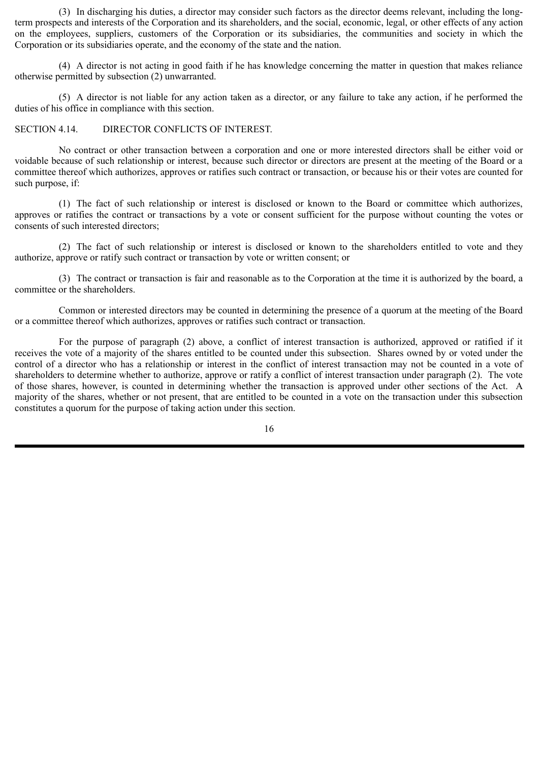(3) In discharging his duties, a director may consider such factors as the director deems relevant, including the long-term prospects and interests of the Corporation and its shareholders, and the social, economic, legal, or other effects of any action on the employees, suppliers, customers of the Corporation or its subsidiaries, the communities and society in which the Corporation or its subsidiaries operate, and the economy of the state and the nation.

(4) A director is not acting in good faith if he has knowledge concerning the matter in question that makes reliance otherwise permitted by subsection (2) unwarranted.

(5) A director is not liable for any action taken as a director, or any failure to take any action, if he performed the duties of his office in compliance with this section.

## SECTION 4.14. DIRECTOR CONFLICTS OF INTEREST.

No contract or other transaction between a corporation and one or more interested directors shall be either void or voidable because of such relationship or interest, because such director or directors are present at the meeting of the Board or a committee thereof which authorizes, approves or ratifies such contract or transaction, or because his or their votes are counted for such purpose, if:

(1) The fact of such relationship or interest is disclosed or known to the Board or committee which authorizes, approves or ratifies the contract or transactions by a vote or consent sufficient for the purpose without counting the votes or consents of such interested directors;

(2) The fact of such relationship or interest is disclosed or known to the shareholders entitled to vote and they authorize, approve or ratify such contract or transaction by vote or written consent; or

(3) The contract or transaction is fair and reasonable as to the Corporation at the time it is authorized by the board, a committee or the shareholders.

Common or interested directors may be counted in determining the presence of a quorum at the meeting of the Board or a committee thereof which authorizes, approves or ratifies such contract or transaction.

For the purpose of paragraph (2) above, a conflict of interest transaction is authorized, approved or ratified if it receives the vote of a majority of the shares entitled to be counted under this subsection. Shares owned by or voted under the control of a director who has a relationship or interest in the conflict of interest transaction may not be counted in a vote of shareholders to determine whether to authorize, approve or ratify a conflict of interest transaction under paragraph (2). The vote of those shares, however, is counted in determining whether the transaction is approved under other sections of the Act. A majority of the shares, whether or not present, that are entitled to be counted in a vote on the transaction under this subsection constitutes a quorum for the purpose of taking action under this section.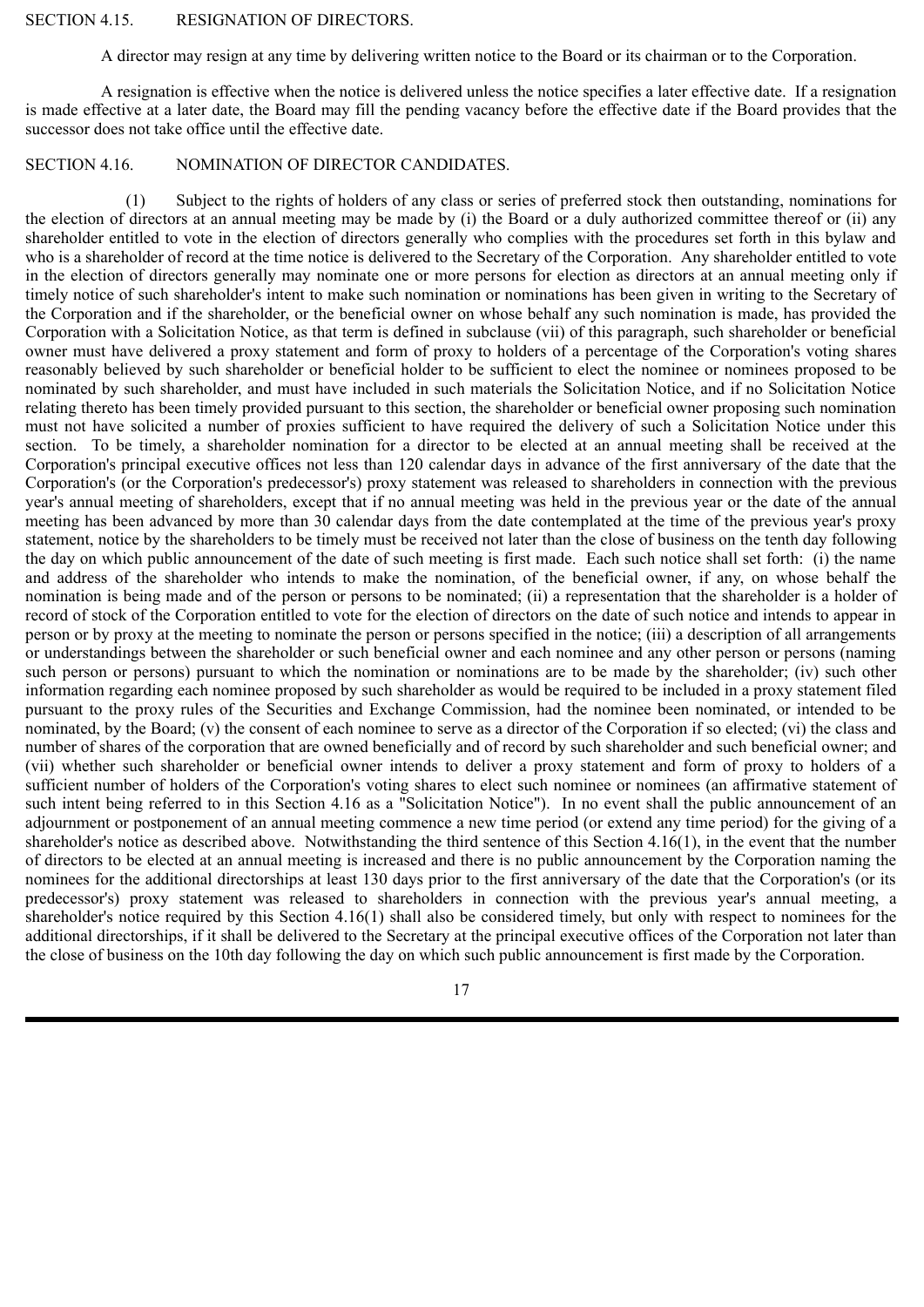## SECTION 4.15. RESIGNATION OF DIRECTORS.

A director may resign at any time by delivering written notice to the Board or its chairman or to the Corporation.

A resignation is effective when the notice is delivered unless the notice specifies a later effective date. If a resignation is made effective at a later date, the Board may fill the pending vacancy before the effective date if the Board provides that the successor does not take office until the effective date.

## SECTION 4.16. NOMINATION OF DIRECTOR CANDIDATES.

(1) Subject to the rights of holders of any class or series of preferred stock then outstanding, nominations for the election of directors at an annual meeting may be made by (i) the Board or a duly authorized committee thereof or (ii) any shareholder entitled to vote in the election of directors generally who complies with the procedures set forth in this bylaw and who is a shareholder of record at the time notice is delivered to the Secretary of the Corporation. Any shareholder entitled to vote in the election of directors generally may nominate one or more persons for election as directors at an annual meeting only if timely notice of such shareholder's intent to make such nomination or nominations has been given in writing to the Secretary of the Corporation and if the shareholder, or the beneficial owner on whose behalf any such nomination is made, has provided the Corporation with a Solicitation Notice, as that term is defined in subclause (vii) of this paragraph, such shareholder or beneficial owner must have delivered a proxy statement and form of proxy to holders of a percentage of the Corporation's voting shares reasonably believed by such shareholder or beneficial holder to be sufficient to elect the nominee or nominees proposed to be nominated by such shareholder, and must have included in such materials the Solicitation Notice, and if no Solicitation Notice relating thereto has been timely provided pursuant to this section, the shareholder or beneficial owner proposing such nomination must not have solicited a number of proxies sufficient to have required the delivery of such a Solicitation Notice under this section. To be timely, a shareholder nomination for a director to be elected at an annual meeting shall be received at the Corporation's principal executive offices not less than 120 calendar days in advance of the first anniversary of the date that the Corporation's (or the Corporation's predecessor's) proxy statement was released to shareholders in connection with the previous year's annual meeting of shareholders, except that if no annual meeting was held in the previous year or the date of the annual meeting has been advanced by more than 30 calendar days from the date contemplated at the time of the previous year's proxy statement, notice by the shareholders to be timely must be received not later than the close of business on the tenth day following the day on which public announcement of the date of such meeting is first made. Each such notice shall set forth: (i) the name and address of the shareholder who intends to make the nomination, of the beneficial owner, if any, on whose behalf the nomination is being made and of the person or persons to be nominated; (ii) a representation that the shareholder is a holder of record of stock of the Corporation entitled to vote for the election of directors on the date of such notice and intends to appear in person or by proxy at the meeting to nominate the person or persons specified in the notice; (iii) a description of all arrangements or understandings between the shareholder or such beneficial owner and each nominee and any other person or persons (naming such person or persons) pursuant to which the nomination or nominations are to be made by the shareholder; (iv) such other information regarding each nominee proposed by such shareholder as would be required to be included in a proxy statement filed pursuant to the proxy rules of the Securities and Exchange Commission, had the nominee been nominated, or intended to be nominated, by the Board; (v) the consent of each nominee to serve as a director of the Corporation if so elected; (vi) the class and number of shares of the corporation that are owned beneficially and of record by such shareholder and such beneficial owner; and (vii) whether such shareholder or beneficial owner intends to deliver a proxy statement and form of proxy to holders of a sufficient number of holders of the Corporation's voting shares to elect such nominee or nominees (an affirmative statement of such intent being referred to in this Section 4.16 as a "Solicitation Notice"). In no event shall the public announcement of an adjournment or postponement of an annual meeting commence a new time period (or extend any time period) for the giving of a shareholder's notice as described above. Notwithstanding the third sentence of this Section 4.16(1), in the event that the number of directors to be elected at an annual meeting is increased and there is no public announcement by the Corporation naming the nominees for the additional directorships at least 130 days prior to the first anniversary of the date that the Corporation's (or its predecessor's) proxy statement was released to shareholders in connection with the previous year's annual meeting, a shareholder's notice required by this Section 4.16(1) shall also be considered timely, but only with respect to nominees for the additional directorships, if it shall be delivered to the Secretary at the principal executive offices of the Corporation not later than the close of business on the 10th day following the day on which such public announcement is first made by the Corporation.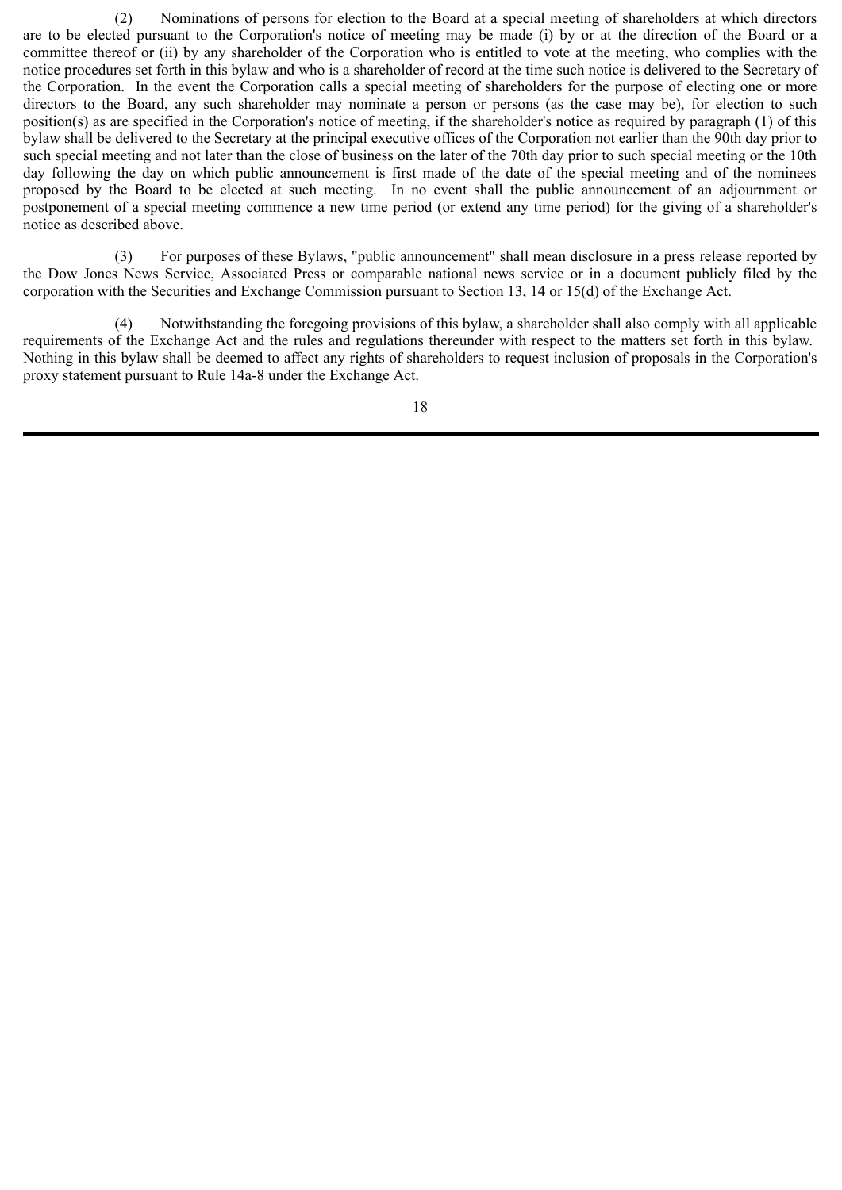(2) Nominations of persons for election to the Board at a special meeting of shareholders at which directors are to be elected pursuant to the Corporation's notice of meeting may be made (i) by or at the direction of the Board or a committee thereof or (ii) by any shareholder of the Corporation who is entitled to vote at the meeting, who complies with the notice procedures set forth in this bylaw and who is a shareholder of record at the time such notice is delivered to the Secretary of the Corporation. In the event the Corporation calls a special meeting of shareholders for the purpose of electing one or more directors to the Board, any such shareholder may nominate a person or persons (as the case may be), for election to such position(s) as are specified in the Corporation's notice of meeting, if the shareholder's notice as required by paragraph (1) of this bylaw shall be delivered to the Secretary at the principal executive offices of the Corporation not earlier than the 90th day prior to such special meeting and not later than the close of business on the later of the 70th day prior to such special meeting or the 10th day following the day on which public announcement is first made of the date of the special meeting and of the nominees proposed by the Board to be elected at such meeting. In no event shall the public announcement of an adjournment or postponement of a special meeting commence a new time period (or extend any time period) for the giving of a shareholder's notice as described above.

(3) For purposes of these Bylaws, "public announcement" shall mean disclosure in a press release reported by the Dow Jones News Service, Associated Press or comparable national news service or in a document publicly filed by the corporation with the Securities and Exchange Commission pursuant to Section 13, 14 or 15(d) of the Exchange Act.

(4) Notwithstanding the foregoing provisions of this bylaw, a shareholder shall also comply with all applicable requirements of the Exchange Act and the rules and regulations thereunder with respect to the matters set forth in this bylaw. Nothing in this bylaw shall be deemed to affect any rights of shareholders to request inclusion of proposals in the Corporation's proxy statement pursuant to Rule 14a-8 under the Exchange Act.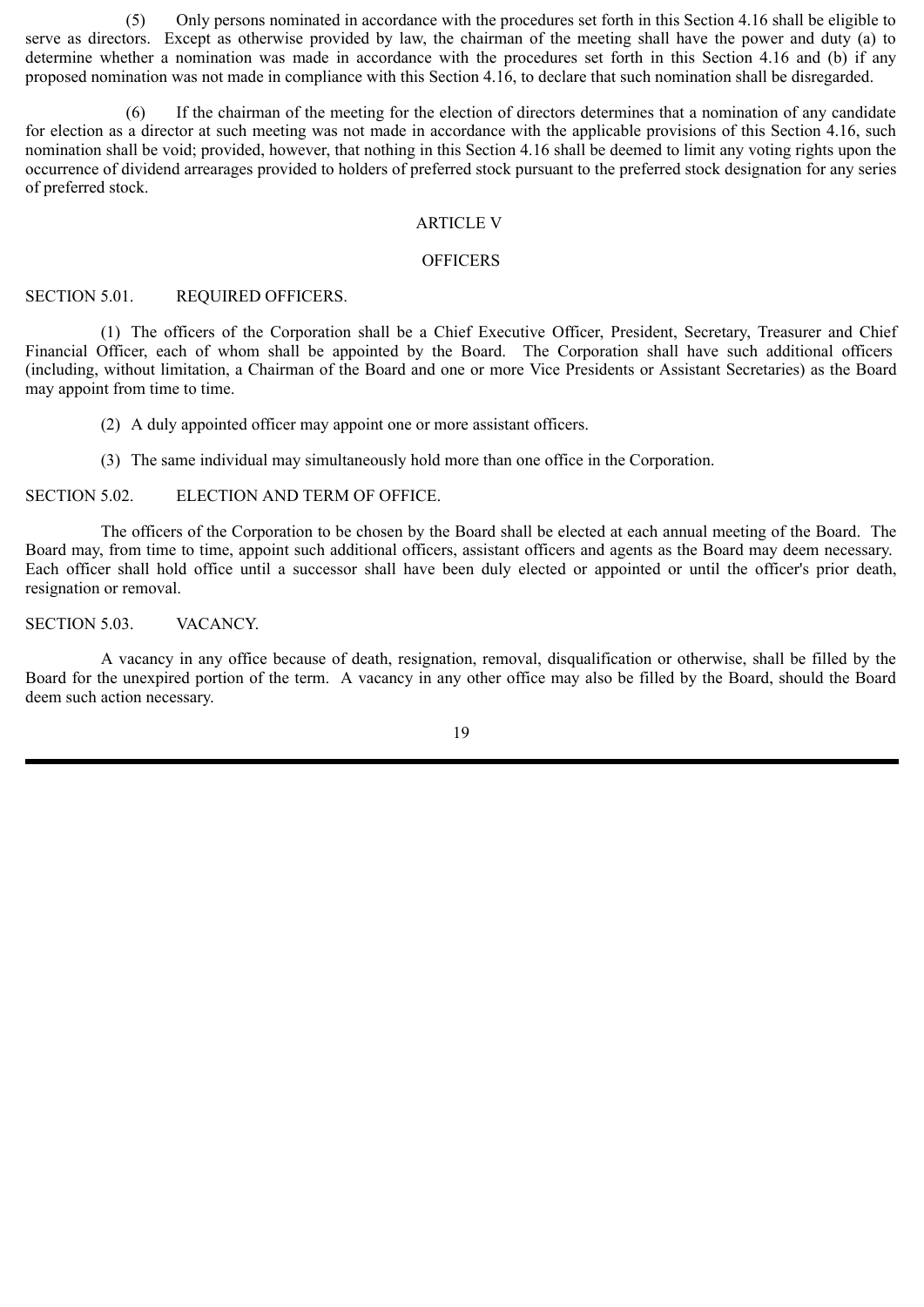(5) Only persons nominated in accordance with the procedures set forth in this Section 4.16 shall be eligible to serve as directors. Except as otherwise provided by law, the chairman of the meeting shall have the power and duty (a) to determine whether a nomination was made in accordance with the procedures set forth in this Section 4.16 and (b) if any proposed nomination was not made in compliance with this Section 4.16, to declare that such nomination shall be disregarded.

(6) If the chairman of the meeting for the election of directors determines that a nomination of any candidate for election as a director at such meeting was not made in accordance with the applicable provisions of this Section 4.16, such nomination shall be void; provided, however, that nothing in this Section 4.16 shall be deemed to limit any voting rights upon the occurrence of dividend arrearages provided to holders of preferred stock pursuant to the preferred stock designation for any series of preferred stock.

## ARTICLE V

## OFFICERS

### SECTION 5.01. REQUIRED OFFICERS.

(1) The officers of the Corporation shall be a Chief Executive Officer, President, Secretary, Treasurer and Chief Financial Officer, each of whom shall be appointed by the Board. The Corporation shall have such additional officers (including, without limitation, a Chairman of the Board and one or more Vice Presidents or Assistant Secretaries) as the Board may appoint from time to time.

(2) A duly appointed officer may appoint one or more assistant officers.

(3) The same individual may simultaneously hold more than one office in the Corporation.

### SECTION 5.02. ELECTION AND TERM OF OFFICE.

The officers of the Corporation to be chosen by the Board shall be elected at each annual meeting of the Board. The Board may, from time to time, appoint such additional officers, assistant officers and agents as the Board may deem necessary. Each officer shall hold office until a successor shall have been duly elected or appointed or until the officer's prior death, resignation or removal.

### SECTION 5.03. VACANCY.

A vacancy in any office because of death, resignation, removal, disqualification or otherwise, shall be filled by the Board for the unexpired portion of the term. A vacancy in any other office may also be filled by the Board, should the Board deem such action necessary.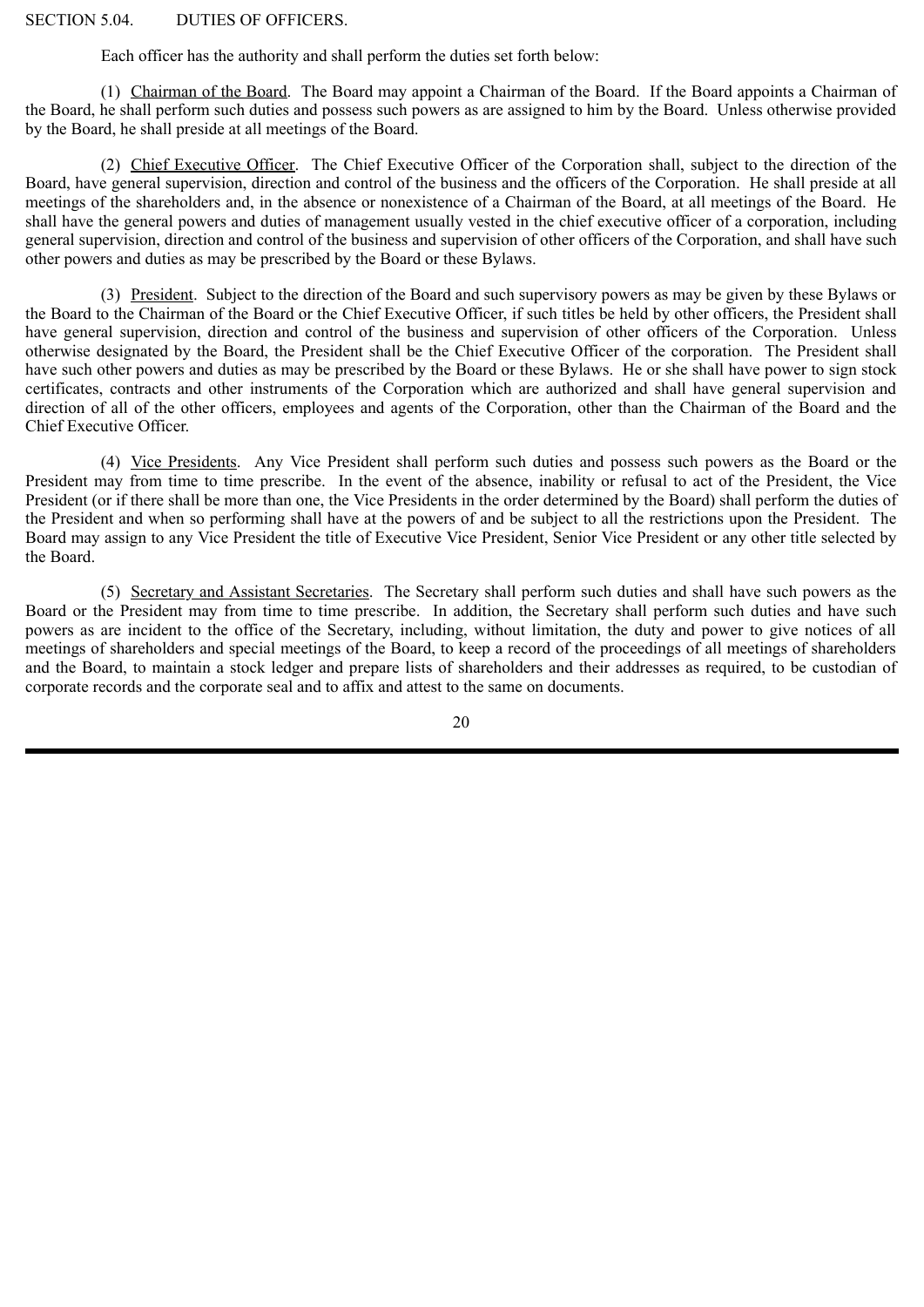SECTION 5.04. DUTIES OF OFFICERS.

Each officer has the authority and shall perform the duties set forth below:

(1) Chairman of the Board. The Board may appoint a Chairman of the Board. If the Board appoints a Chairman of the Board, he shall perform such duties and possess such powers as are assigned to him by the Board. Unless otherwise provided by the Board, he shall preside at all meetings of the Board.

(2) Chief Executive Officer. The Chief Executive Officer of the Corporation shall, subject to the direction of the Board, have general supervision, direction and control of the business and the officers of the Corporation. He shall preside at all meetings of the shareholders and, in the absence or nonexistence of a Chairman of the Board, at all meetings of the Board. He shall have the general powers and duties of management usually vested in the chief executive officer of a corporation, including general supervision, direction and control of the business and supervision of other officers of the Corporation, and shall have such other powers and duties as may be prescribed by the Board or these Bylaws.

(3) President. Subject to the direction of the Board and such supervisory powers as may be given by these Bylaws or the Board to the Chairman of the Board or the Chief Executive Officer, if such titles be held by other officers, the President shall have general supervision, direction and control of the business and supervision of other officers of the Corporation. Unless otherwise designated by the Board, the President shall be the Chief Executive Officer of the corporation. The President shall have such other powers and duties as may be prescribed by the Board or these Bylaws. He or she shall have power to sign stock certificates, contracts and other instruments of the Corporation which are authorized and shall have general supervision and direction of all of the other officers, employees and agents of the Corporation, other than the Chairman of the Board and the Chief Executive Officer.

(4) Vice Presidents. Any Vice President shall perform such duties and possess such powers as the Board or the President may from time to time prescribe. In the event of the absence, inability or refusal to act of the President, the Vice President (or if there shall be more than one, the Vice Presidents in the order determined by the Board) shall perform the duties of the President and when so performing shall have at the powers of and be subject to all the restrictions upon the President. The Board may assign to any Vice President the title of Executive Vice President, Senior Vice President or any other title selected by the Board.

(5) Secretary and Assistant Secretaries. The Secretary shall perform such duties and shall have such powers as the Board or the President may from time to time prescribe. In addition, the Secretary shall perform such duties and have such powers as are incident to the office of the Secretary, including, without limitation, the duty and power to give notices of all meetings of shareholders and special meetings of the Board, to keep a record of the proceedings of all meetings of shareholders and the Board, to maintain a stock ledger and prepare lists of shareholders and their addresses as required, to be custodian of corporate records and the corporate seal and to affix and attest to the same on documents.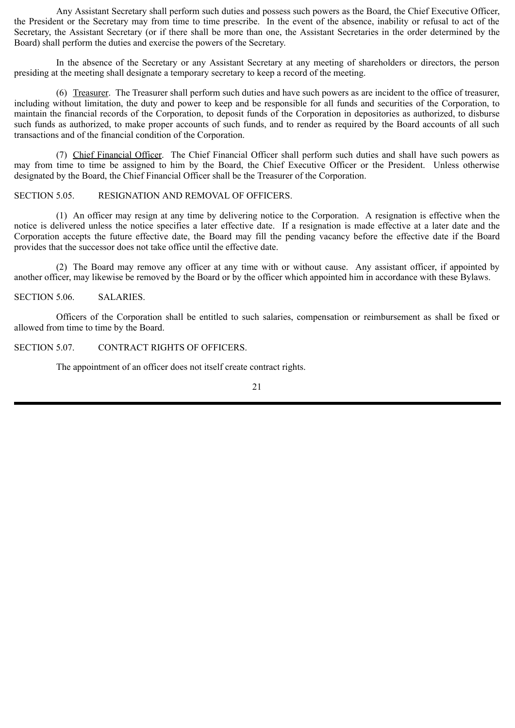Any Assistant Secretary shall perform such duties and possess such powers as the Board, the Chief Executive Officer, the President or the Secretary may from time to time prescribe. In the event of the absence, inability or refusal to act of the Secretary, the Assistant Secretary (or if there shall be more than one, the Assistant Secretaries in the order determined by the Board) shall perform the duties and exercise the powers of the Secretary.

In the absence of the Secretary or any Assistant Secretary at any meeting of shareholders or directors, the person presiding at the meeting shall designate a temporary secretary to keep a record of the meeting.

(6) Treasurer. The Treasurer shall perform such duties and have such powers as are incident to the office of treasurer, including without limitation, the duty and power to keep and be responsible for all funds and securities of the Corporation, to maintain the financial records of the Corporation, to deposit funds of the Corporation in depositories as authorized, to disburse such funds as authorized, to make proper accounts of such funds, and to render as required by the Board accounts of all such transactions and of the financial condition of the Corporation.

(7) Chief Financial Officer. The Chief Financial Officer shall perform such duties and shall have such powers as may from time to time be assigned to him by the Board, the Chief Executive Officer or the President. Unless otherwise designated by the Board, the Chief Financial Officer shall be the Treasurer of the Corporation.

SECTION 5.05. RESIGNATION AND REMOVAL OF OFFICERS.

(1) An officer may resign at any time by delivering notice to the Corporation. A resignation is effective when the notice is delivered unless the notice specifies a later effective date. If a resignation is made effective at a later date and the Corporation accepts the future effective date, the Board may fill the pending vacancy before the effective date if the Board provides that the successor does not take office until the effective date.

(2) The Board may remove any officer at any time with or without cause. Any assistant officer, if appointed by another officer, may likewise be removed by the Board or by the officer which appointed him in accordance with these Bylaws.

SECTION 5.06. SALARIES.

Officers of the Corporation shall be entitled to such salaries, compensation or reimbursement as shall be fixed or allowed from time to time by the Board.

SECTION 5.07. CONTRACT RIGHTS OF OFFICERS.

The appointment of an officer does not itself create contract rights.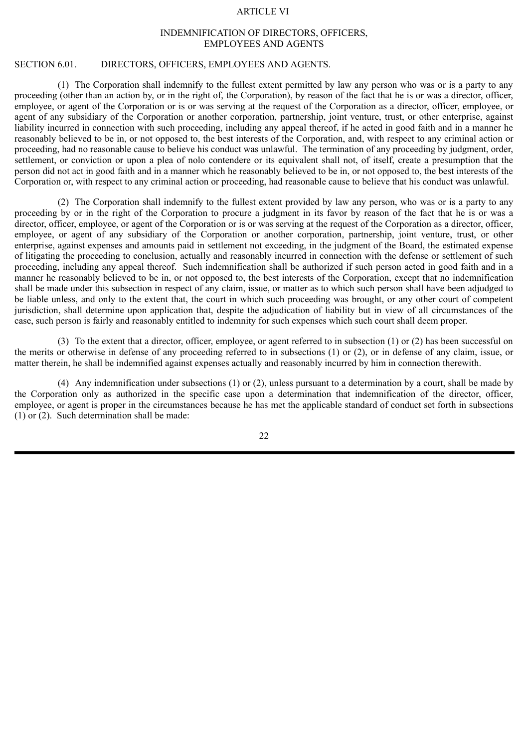# ARTICLE VI

## INDEMNIFICATION OF DIRECTORS, OFFICERS, EMPLOYEES AND AGENTS

### SECTION 6.01. DIRECTORS, OFFICERS, EMPLOYEES AND AGENTS.

(1) The Corporation shall indemnify to the fullest extent permitted by law any person who was or is a party to any proceeding (other than an action by, or in the right of, the Corporation), by reason of the fact that he is or was a director, officer, employee, or agent of the Corporation or is or was serving at the request of the Corporation as a director, officer, employee, or agent of any subsidiary of the Corporation or another corporation, partnership, joint venture, trust, or other enterprise, against liability incurred in connection with such proceeding, including any appeal thereof, if he acted in good faith and in a manner he reasonably believed to be in, or not opposed to, the best interests of the Corporation, and, with respect to any criminal action or proceeding, had no reasonable cause to believe his conduct was unlawful. The termination of any proceeding by judgment, order, settlement, or conviction or upon a plea of nolo contendere or its equivalent shall not, of itself, create a presumption that the person did not act in good faith and in a manner which he reasonably believed to be in, or not opposed to, the best interests of the Corporation or, with respect to any criminal action or proceeding, had reasonable cause to believe that his conduct was unlawful.

(2) The Corporation shall indemnify to the fullest extent provided by law any person, who was or is a party to any proceeding by or in the right of the Corporation to procure a judgment in its favor by reason of the fact that he is or was a director, officer, employee, or agent of the Corporation or is or was serving at the request of the Corporation as a director, officer, employee, or agent of any subsidiary of the Corporation or another corporation, partnership, joint venture, trust, or other enterprise, against expenses and amounts paid in settlement not exceeding, in the judgment of the Board, the estimated expense of litigating the proceeding to conclusion, actually and reasonably incurred in connection with the defense or settlement of such proceeding, including any appeal thereof. Such indemnification shall be authorized if such person acted in good faith and in a manner he reasonably believed to be in, or not opposed to, the best interests of the Corporation, except that no indemnification shall be made under this subsection in respect of any claim, issue, or matter as to which such person shall have been adjudged to be liable unless, and only to the extent that, the court in which such proceeding was brought, or any other court of competent jurisdiction, shall determine upon application that, despite the adjudication of liability but in view of all circumstances of the case, such person is fairly and reasonably entitled to indemnity for such expenses which such court shall deem proper.

(3) To the extent that a director, officer, employee, or agent referred to in subsection (1) or (2) has been successful on the merits or otherwise in defense of any proceeding referred to in subsections (1) or (2), or in defense of any claim, issue, or matter therein, he shall be indemnified against expenses actually and reasonably incurred by him in connection therewith.

(4) Any indemnification under subsections (1) or (2), unless pursuant to a determination by a court, shall be made by the Corporation only as authorized in the specific case upon a determination that indemnification of the director, officer, employee, or agent is proper in the circumstances because he has met the applicable standard of conduct set forth in subsections (1) or (2). Such determination shall be made: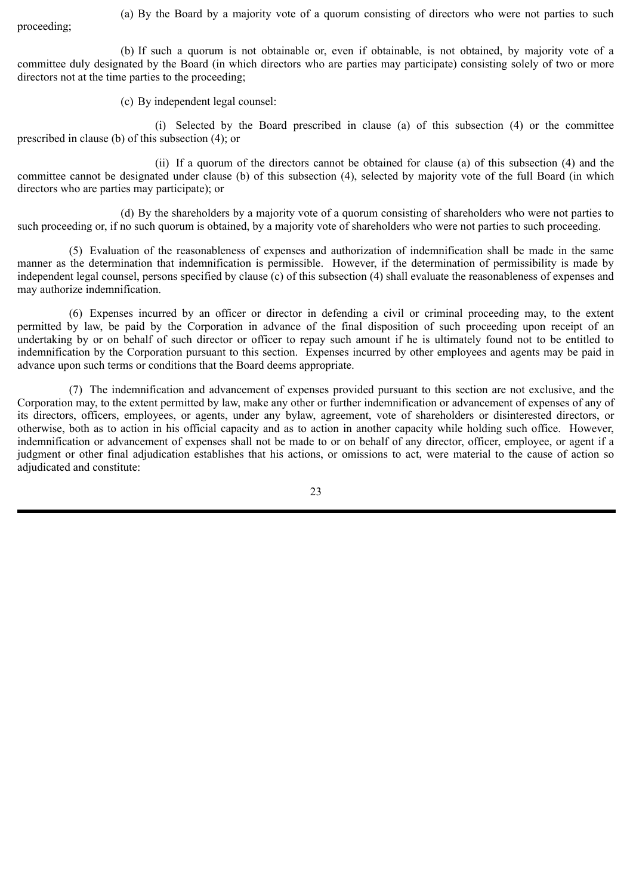(a) By the Board by a majority vote of a quorum consisting of directors who were not parties to such proceeding;

(b) If such a quorum is not obtainable or, even if obtainable, is not obtained, by majority vote of a committee duly designated by the Board (in which directors who are parties may participate) consisting solely of two or more directors not at the time parties to the proceeding;

(c) By independent legal counsel:

(i) Selected by the Board prescribed in clause (a) of this subsection (4) or the committee prescribed in clause (b) of this subsection (4); or

(ii) If a quorum of the directors cannot be obtained for clause (a) of this subsection (4) and the committee cannot be designated under clause (b) of this subsection (4), selected by majority vote of the full Board (in which directors who are parties may participate); or

(d) By the shareholders by a majority vote of a quorum consisting of shareholders who were not parties to such proceeding or, if no such quorum is obtained, by a majority vote of shareholders who were not parties to such proceeding.

(5) Evaluation of the reasonableness of expenses and authorization of indemnification shall be made in the same manner as the determination that indemnification is permissible. However, if the determination of permissibility is made by independent legal counsel, persons specified by clause (c) of this subsection (4) shall evaluate the reasonableness of expenses and may authorize indemnification.

(6) Expenses incurred by an officer or director in defending a civil or criminal proceeding may, to the extent permitted by law, be paid by the Corporation in advance of the final disposition of such proceeding upon receipt of an undertaking by or on behalf of such director or officer to repay such amount if he is ultimately found not to be entitled to indemnification by the Corporation pursuant to this section. Expenses incurred by other employees and agents may be paid in advance upon such terms or conditions that the Board deems appropriate.

(7) The indemnification and advancement of expenses provided pursuant to this section are not exclusive, and the Corporation may, to the extent permitted by law, make any other or further indemnification or advancement of expenses of any of its directors, officers, employees, or agents, under any bylaw, agreement, vote of shareholders or disinterested directors, or otherwise, both as to action in his official capacity and as to action in another capacity while holding such office. However, indemnification or advancement of expenses shall not be made to or on behalf of any director, officer, employee, or agent if a judgment or other final adjudication establishes that his actions, or omissions to act, were material to the cause of action so adjudicated and constitute: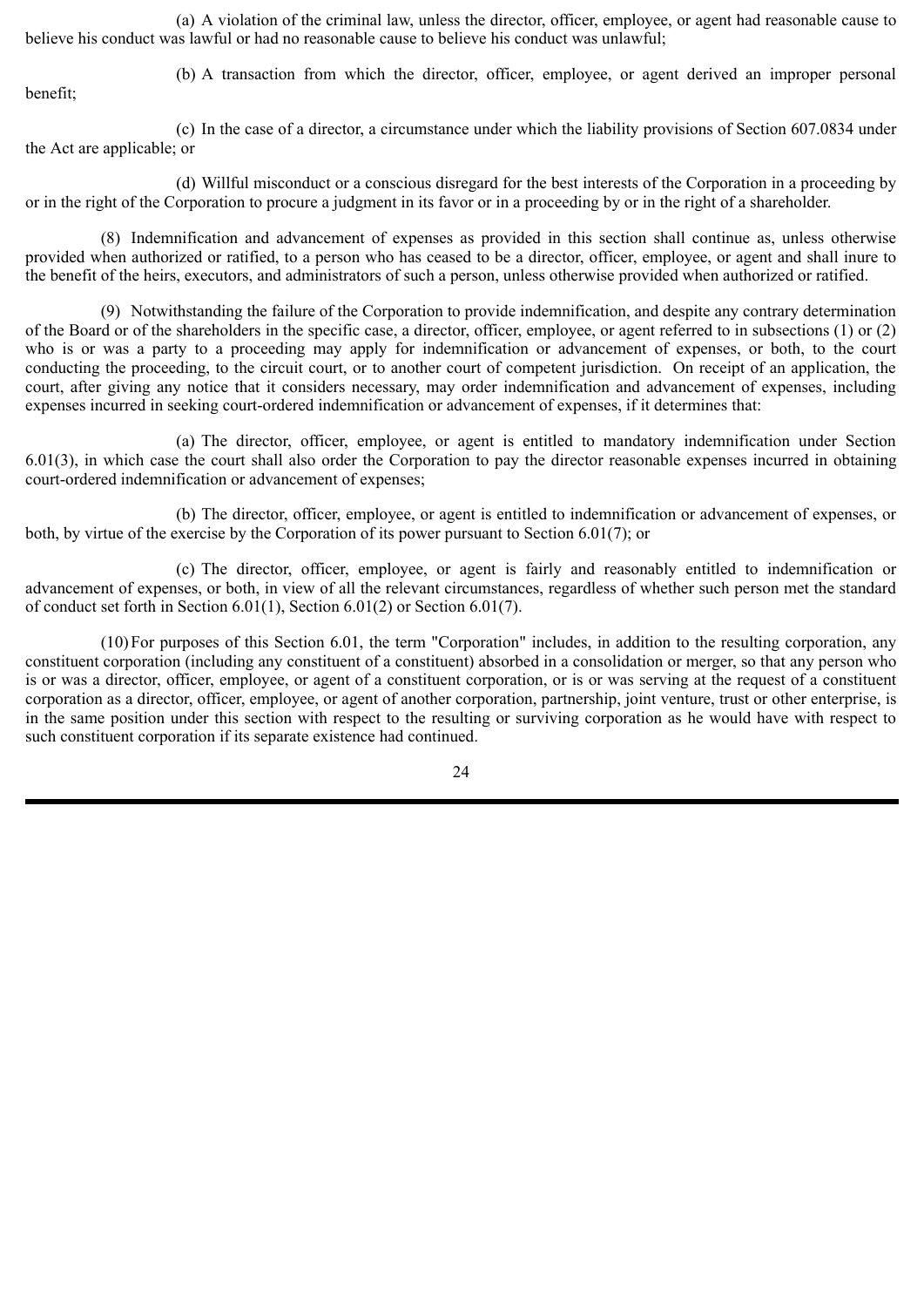(a) A violation of the criminal law, unless the director, officer, employee, or agent had reasonable cause to believe his conduct was lawful or had no reasonable cause to believe his conduct was unlawful;

(b) A transaction from which the director, officer, employee, or agent derived an improper personal benefit;

(c) In the case of a director, a circumstance under which the liability provisions of Section 607.0834 under the Act are applicable; or

(d) Willful misconduct or a conscious disregard for the best interests of the Corporation in a proceeding by or in the right of the Corporation to procure a judgment in its favor or in a proceeding by or in the right of a shareholder.

(8) Indemnification and advancement of expenses as provided in this section shall continue as, unless otherwise provided when authorized or ratified, to a person who has ceased to be a director, officer, employee, or agent and shall inure to the benefit of the heirs, executors, and administrators of such a person, unless otherwise provided when authorized or ratified.

(9) Notwithstanding the failure of the Corporation to provide indemnification, and despite any contrary determination of the Board or of the shareholders in the specific case, a director, officer, employee, or agent referred to in subsections (1) or (2) who is or was a party to a proceeding may apply for indemnification or advancement of expenses, or both, to the court conducting the proceeding, to the circuit court, or to another court of competent jurisdiction. On receipt of an application, the court, after giving any notice that it considers necessary, may order indemnification and advancement of expenses, including expenses incurred in seeking court-ordered indemnification or advancement of expenses, if it determines that:

(a) The director, officer, employee, or agent is entitled to mandatory indemnification under Section 6.01(3), in which case the court shall also order the Corporation to pay the director reasonable expenses incurred in obtaining court-ordered indemnification or advancement of expenses;

(b) The director, officer, employee, or agent is entitled to indemnification or advancement of expenses, or both, by virtue of the exercise by the Corporation of its power pursuant to Section 6.01(7); or

(c) The director, officer, employee, or agent is fairly and reasonably entitled to indemnification or advancement of expenses, or both, in view of all the relevant circumstances, regardless of whether such person met the standard of conduct set forth in Section 6.01(1), Section 6.01(2) or Section 6.01(7).

(10) For purposes of this Section 6.01, the term "Corporation" includes, in addition to the resulting corporation, any constituent corporation (including any constituent of a constituent) absorbed in a consolidation or merger, so that any person who is or was a director, officer, employee, or agent of a constituent corporation, or is or was serving at the request of a constituent corporation as a director, officer, employee, or agent of another corporation, partnership, joint venture, trust or other enterprise, is in the same position under this section with respect to the resulting or surviving corporation as he would have with respect to such constituent corporation if its separate existence had continued.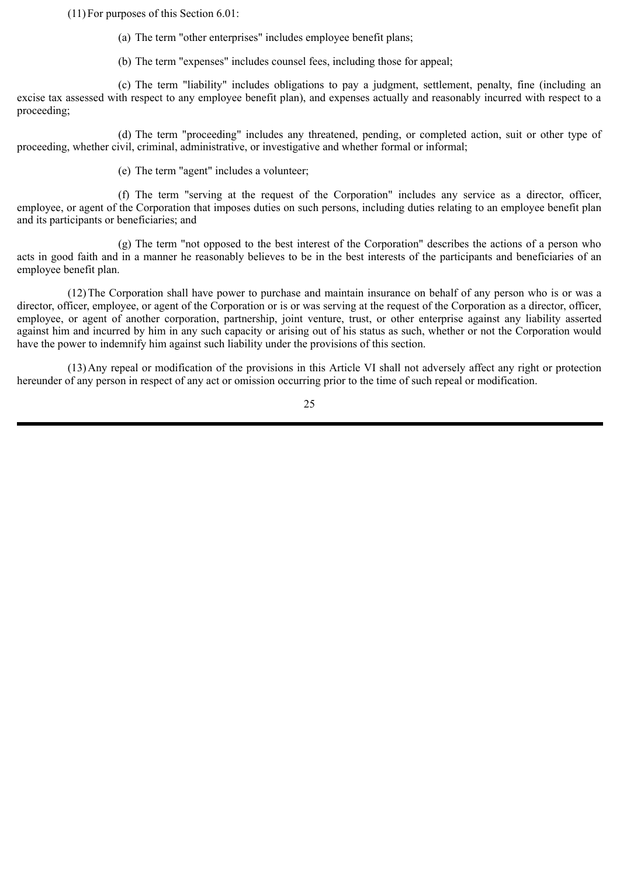(11) For purposes of this Section 6.01:

(a) The term "other enterprises" includes employee benefit plans;

(b) The term "expenses" includes counsel fees, including those for appeal;

(c) The term "liability" includes obligations to pay a judgment, settlement, penalty, fine (including an excise tax assessed with respect to any employee benefit plan), and expenses actually and reasonably incurred with respect to a proceeding;

(d) The term "proceeding" includes any threatened, pending, or completed action, suit or other type of proceeding, whether civil, criminal, administrative, or investigative and whether formal or informal;

(e) The term "agent" includes a volunteer;

(f) The term "serving at the request of the Corporation" includes any service as a director, officer, employee, or agent of the Corporation that imposes duties on such persons, including duties relating to an employee benefit plan and its participants or beneficiaries; and

(g) The term "not opposed to the best interest of the Corporation" describes the actions of a person who acts in good faith and in a manner he reasonably believes to be in the best interests of the participants and beneficiaries of an employee benefit plan.

(12) The Corporation shall have power to purchase and maintain insurance on behalf of any person who is or was a director, officer, employee, or agent of the Corporation or is or was serving at the request of the Corporation as a director, officer, employee, or agent of another corporation, partnership, joint venture, trust, or other enterprise against any liability asserted against him and incurred by him in any such capacity or arising out of his status as such, whether or not the Corporation would have the power to indemnify him against such liability under the provisions of this section.

(13) Any repeal or modification of the provisions in this Article VI shall not adversely affect any right or protection hereunder of any person in respect of any act or omission occurring prior to the time of such repeal or modification.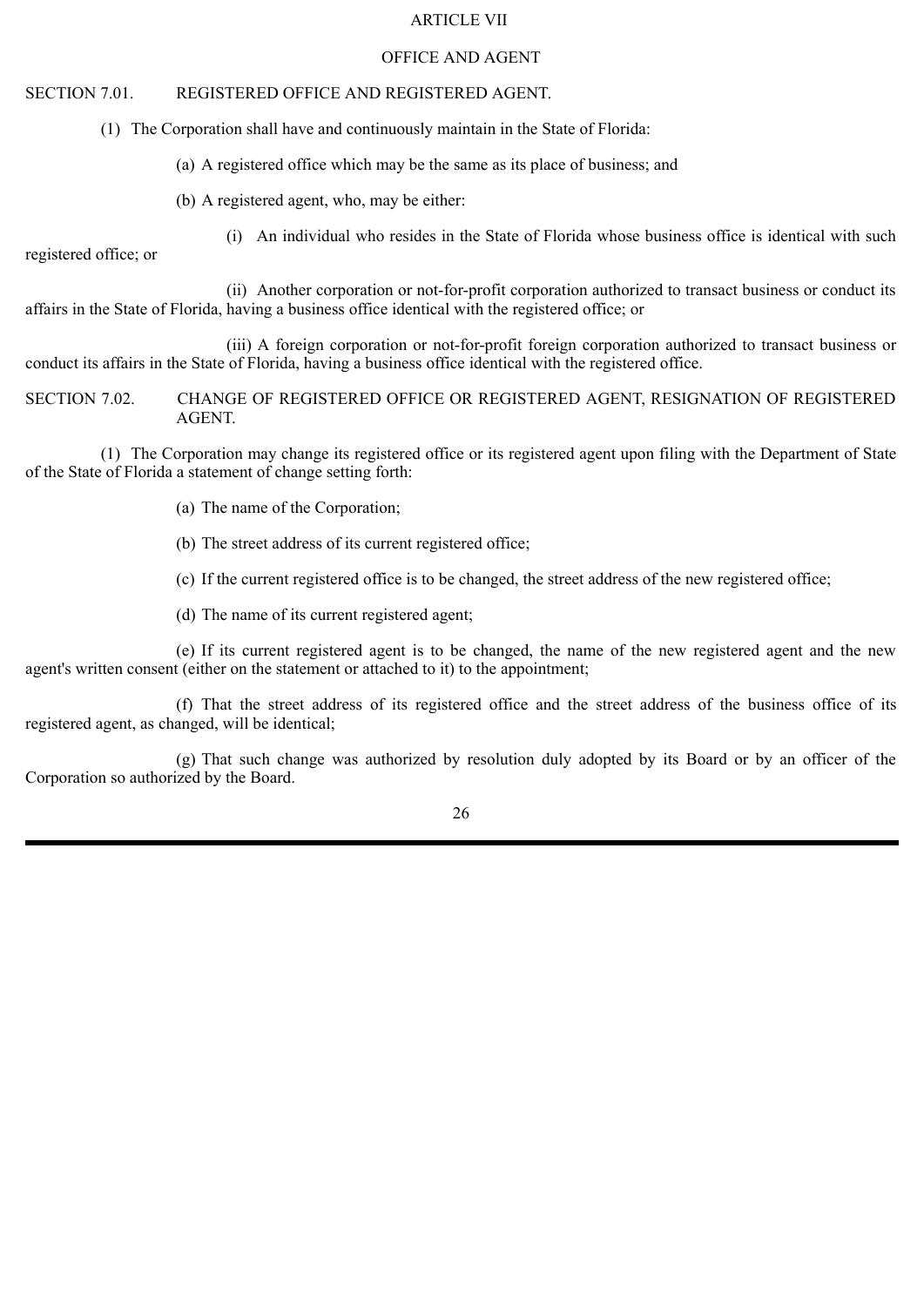# ARTICLE VII

## OFFICE AND AGENT

### SECTION 7.01. REGISTERED OFFICE AND REGISTERED AGENT.

(1) The Corporation shall have and continuously maintain in the State of Florida:

(a) A registered office which may be the same as its place of business; and

(b) A registered agent, who, may be either:

(i) An individual who resides in the State of Florida whose business office is identical with such registered office; or

(ii) Another corporation or not-for-profit corporation authorized to transact business or conduct its affairs in the State of Florida, having a business office identical with the registered office; or

(iii) A foreign corporation or not-for-profit foreign corporation authorized to transact business or conduct its affairs in the State of Florida, having a business office identical with the registered office.

### SECTION 7.02. CHANGE OF REGISTERED OFFICE OR REGISTERED AGENT, RESIGNATION OF REGISTERED AGENT.

(1) The Corporation may change its registered office or its registered agent upon filing with the Department of State of the State of Florida a statement of change setting forth:

(a) The name of the Corporation;

(b) The street address of its current registered office;

(c) If the current registered office is to be changed, the street address of the new registered office;

(d) The name of its current registered agent;

(e) If its current registered agent is to be changed, the name of the new registered agent and the new agent's written consent (either on the statement or attached to it) to the appointment;

(f) That the street address of its registered office and the street address of the business office of its registered agent, as changed, will be identical;

(g) That such change was authorized by resolution duly adopted by its Board or by an officer of the Corporation so authorized by the Board.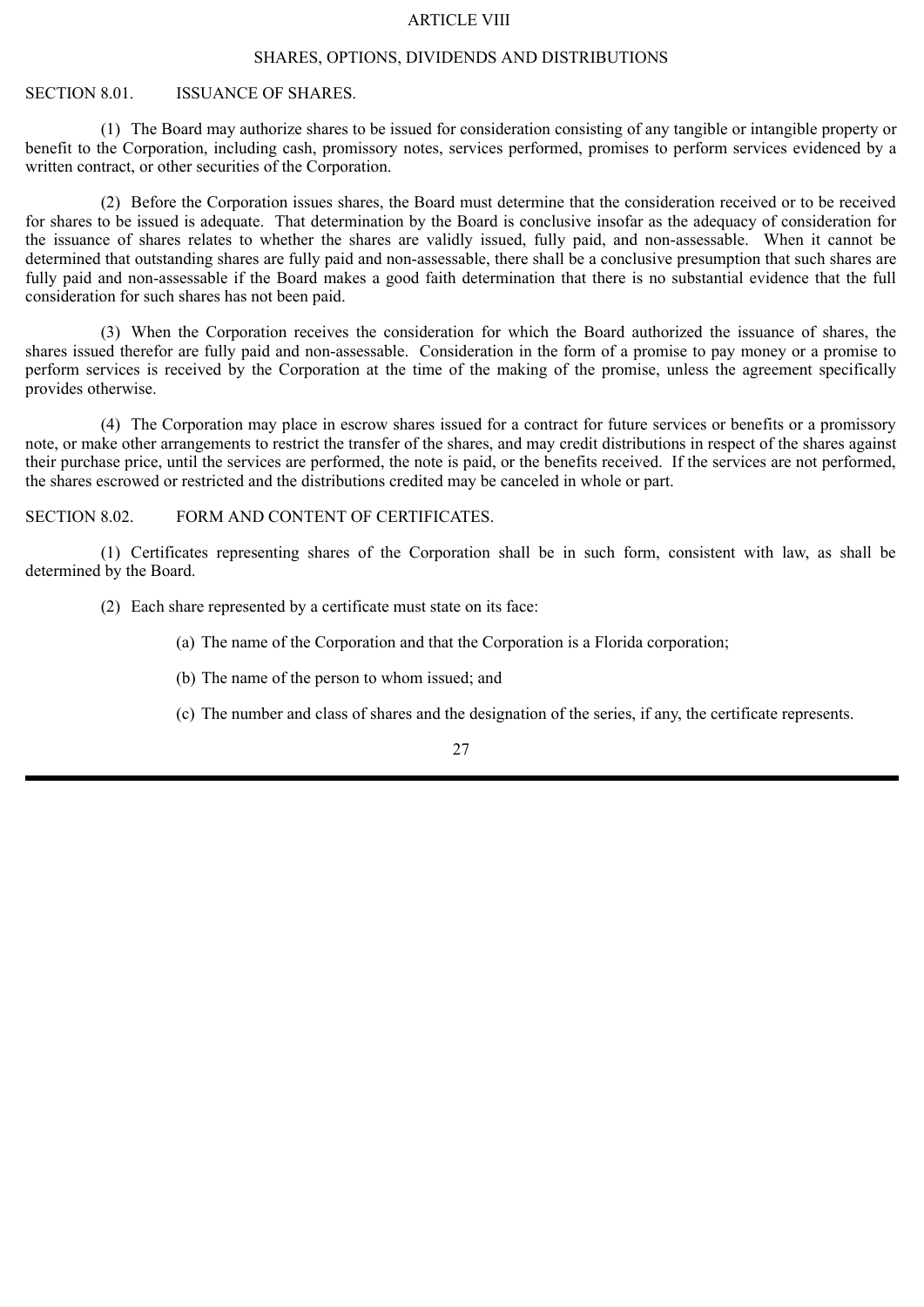# ARTICLE VIII

## SHARES, OPTIONS, DIVIDENDS AND DISTRIBUTIONS

### SECTION 8.01. ISSUANCE OF SHARES.

(1) The Board may authorize shares to be issued for consideration consisting of any tangible or intangible property or benefit to the Corporation, including cash, promissory notes, services performed, promises to perform services evidenced by a written contract, or other securities of the Corporation.

(2) Before the Corporation issues shares, the Board must determine that the consideration received or to be received for shares to be issued is adequate. That determination by the Board is conclusive insofar as the adequacy of consideration for the issuance of shares relates to whether the shares are validly issued, fully paid, and non-assessable. When it cannot be determined that outstanding shares are fully paid and non-assessable, there shall be a conclusive presumption that such shares are fully paid and non-assessable if the Board makes a good faith determination that there is no substantial evidence that the full consideration for such shares has not been paid.

(3) When the Corporation receives the consideration for which the Board authorized the issuance of shares, the shares issued therefor are fully paid and non-assessable. Consideration in the form of a promise to pay money or a promise to perform services is received by the Corporation at the time of the making of the promise, unless the agreement specifically provides otherwise.

(4) The Corporation may place in escrow shares issued for a contract for future services or benefits or a promissory note, or make other arrangements to restrict the transfer of the shares, and may credit distributions in respect of the shares against their purchase price, until the services are performed, the note is paid, or the benefits received. If the services are not performed, the shares escrowed or restricted and the distributions credited may be canceled in whole or part.

### SECTION 8.02. FORM AND CONTENT OF CERTIFICATES.

(1) Certificates representing shares of the Corporation shall be in such form, consistent with law, as shall be determined by the Board.

(2) Each share represented by a certificate must state on its face:

(a) The name of the Corporation and that the Corporation is a Florida corporation;

(b) The name of the person to whom issued; and

(c) The number and class of shares and the designation of the series, if any, the certificate represents.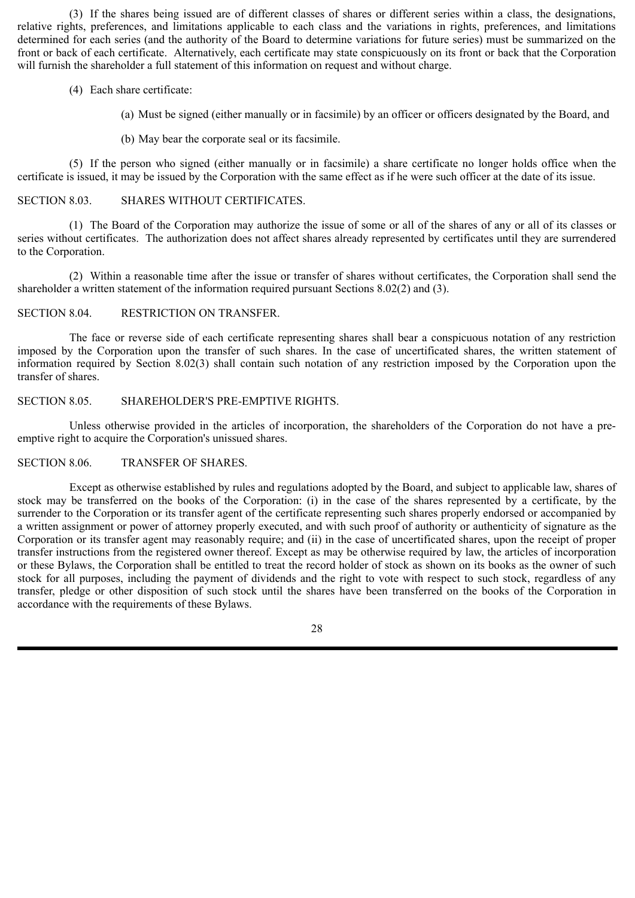(3) If the shares being issued are of different classes of shares or different series within a class, the designations, relative rights, preferences, and limitations applicable to each class and the variations in rights, preferences, and limitations determined for each series (and the authority of the Board to determine variations for future series) must be summarized on the front or back of each certificate. Alternatively, each certificate may state conspicuously on its front or back that the Corporation will furnish the shareholder a full statement of this information on request and without charge.

(4) Each share certificate:

(a) Must be signed (either manually or in facsimile) by an officer or officers designated by the Board, and

(b) May bear the corporate seal or its facsimile.

(5) If the person who signed (either manually or in facsimile) a share certificate no longer holds office when the certificate is issued, it may be issued by the Corporation with the same effect as if he were such officer at the date of its issue.

SECTION 8.03. SHARES WITHOUT CERTIFICATES.

(1) The Board of the Corporation may authorize the issue of some or all of the shares of any or all of its classes or series without certificates. The authorization does not affect shares already represented by certificates until they are surrendered to the Corporation.

(2) Within a reasonable time after the issue or transfer of shares without certificates, the Corporation shall send the shareholder a written statement of the information required pursuant Sections 8.02(2) and (3).

SECTION 8.04. RESTRICTION ON TRANSFER.

The face or reverse side of each certificate representing shares shall bear a conspicuous notation of any restriction imposed by the Corporation upon the transfer of such shares. In the case of uncertificated shares, the written statement of information required by Section 8.02(3) shall contain such notation of any restriction imposed by the Corporation upon the transfer of shares.

SECTION 8.05. SHAREHOLDER'S PRE-EMPTIVE RIGHTS.

Unless otherwise provided in the articles of incorporation, the shareholders of the Corporation do not have a pre-emptive right to acquire the Corporation's unissued shares.

SECTION 8.06. TRANSFER OF SHARES.

Except as otherwise established by rules and regulations adopted by the Board, and subject to applicable law, shares of stock may be transferred on the books of the Corporation: (i) in the case of the shares represented by a certificate, by the surrender to the Corporation or its transfer agent of the certificate representing such shares properly endorsed or accompanied by a written assignment or power of attorney properly executed, and with such proof of authority or authenticity of signature as the Corporation or its transfer agent may reasonably require; and (ii) in the case of uncertificated shares, upon the receipt of proper transfer instructions from the registered owner thereof. Except as may be otherwise required by law, the articles of incorporation or these Bylaws, the Corporation shall be entitled to treat the record holder of stock as shown on its books as the owner of such stock for all purposes, including the payment of dividends and the right to vote with respect to such stock, regardless of any transfer, pledge or other disposition of such stock until the shares have been transferred on the books of the Corporation in accordance with the requirements of these Bylaws.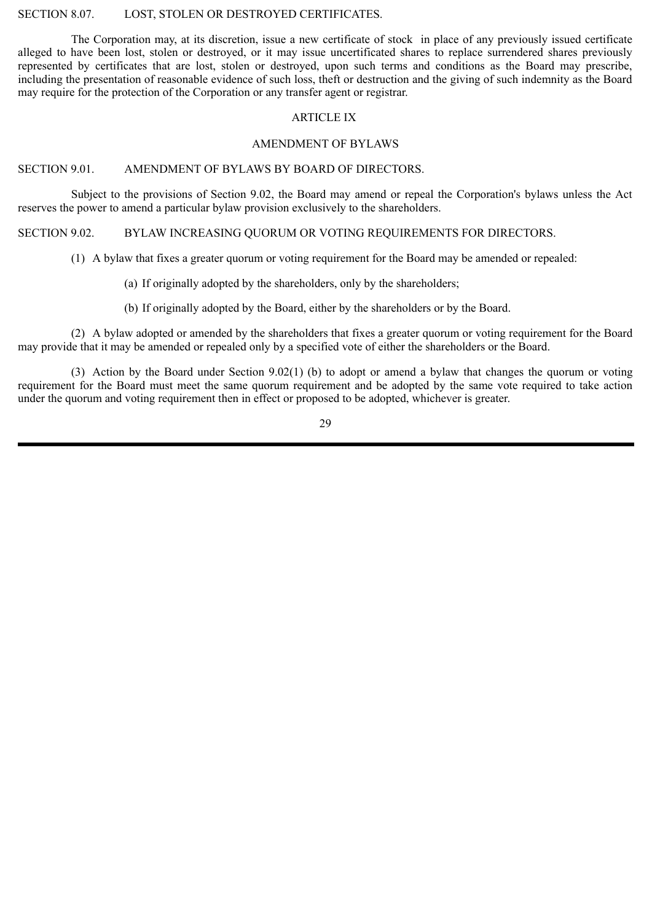SECTION 8.07. LOST, STOLEN OR DESTROYED CERTIFICATES.

The Corporation may, at its discretion, issue a new certificate of stock in place of any previously issued certificate alleged to have been lost, stolen or destroyed, or it may issue uncertificated shares to replace surrendered shares previously represented by certificates that are lost, stolen or destroyed, upon such terms and conditions as the Board may prescribe, including the presentation of reasonable evidence of such loss, theft or destruction and the giving of such indemnity as the Board may require for the protection of the Corporation or any transfer agent or registrar.

## ARTICLE IX

## AMENDMENT OF BYLAWS

SECTION 9.01. AMENDMENT OF BYLAWS BY BOARD OF DIRECTORS.

Subject to the provisions of Section 9.02, the Board may amend or repeal the Corporation's bylaws unless the Act reserves the power to amend a particular bylaw provision exclusively to the shareholders.

SECTION 9.02. BYLAW INCREASING QUORUM OR VOTING REQUIREMENTS FOR DIRECTORS.

(1) A bylaw that fixes a greater quorum or voting requirement for the Board may be amended or repealed:

(a) If originally adopted by the shareholders, only by the shareholders;

(b) If originally adopted by the Board, either by the shareholders or by the Board.

(2) A bylaw adopted or amended by the shareholders that fixes a greater quorum or voting requirement for the Board may provide that it may be amended or repealed only by a specified vote of either the shareholders or the Board.

(3) Action by the Board under Section 9.02(1) (b) to adopt or amend a bylaw that changes the quorum or voting requirement for the Board must meet the same quorum requirement and be adopted by the same vote required to take action under the quorum and voting requirement then in effect or proposed to be adopted, whichever is greater.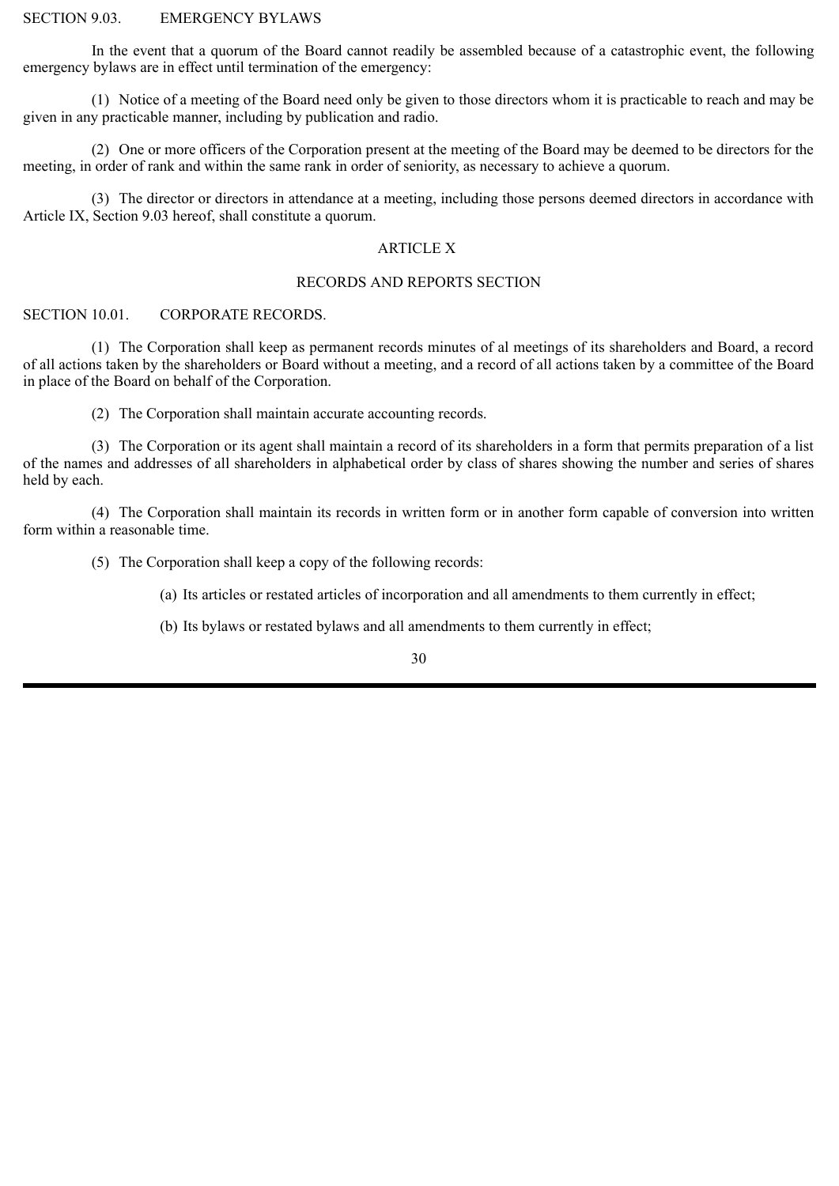SECTION 9.03. EMERGENCY BYLAWS

In the event that a quorum of the Board cannot readily be assembled because of a catastrophic event, the following emergency bylaws are in effect until termination of the emergency:

(1) Notice of a meeting of the Board need only be given to those directors whom it is practicable to reach and may be given in any practicable manner, including by publication and radio.

(2) One or more officers of the Corporation present at the meeting of the Board may be deemed to be directors for the meeting, in order of rank and within the same rank in order of seniority, as necessary to achieve a quorum.

(3) The director or directors in attendance at a meeting, including those persons deemed directors in accordance with Article IX, Section 9.03 hereof, shall constitute a quorum.

## ARTICLE X

## RECORDS AND REPORTS SECTION

SECTION 10.01. CORPORATE RECORDS.

(1) The Corporation shall keep as permanent records minutes of al meetings of its shareholders and Board, a record of all actions taken by the shareholders or Board without a meeting, and a record of all actions taken by a committee of the Board in place of the Board on behalf of the Corporation.

(2) The Corporation shall maintain accurate accounting records.

(3) The Corporation or its agent shall maintain a record of its shareholders in a form that permits preparation of a list of the names and addresses of all shareholders in alphabetical order by class of shares showing the number and series of shares held by each.

(4) The Corporation shall maintain its records in written form or in another form capable of conversion into written form within a reasonable time.

(5) The Corporation shall keep a copy of the following records:

(a) Its articles or restated articles of incorporation and all amendments to them currently in effect;

(b) Its bylaws or restated bylaws and all amendments to them currently in effect;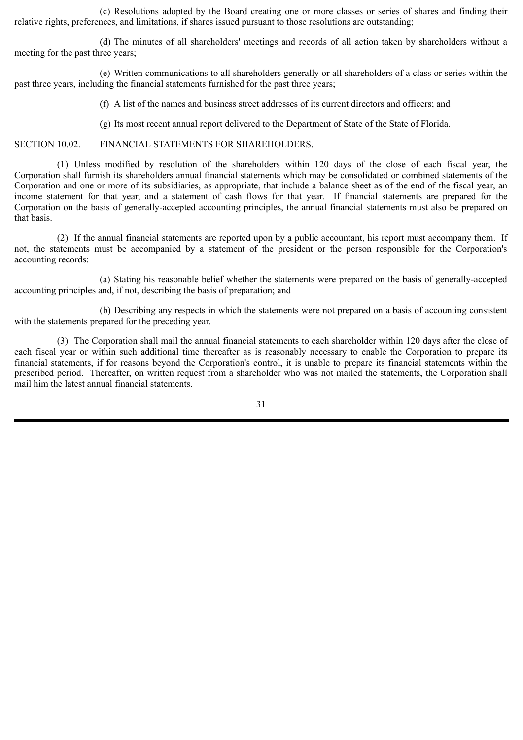(c) Resolutions adopted by the Board creating one or more classes or series of shares and finding their relative rights, preferences, and limitations, if shares issued pursuant to those resolutions are outstanding;

(d) The minutes of all shareholders' meetings and records of all action taken by shareholders without a meeting for the past three years;

(e) Written communications to all shareholders generally or all shareholders of a class or series within the past three years, including the financial statements furnished for the past three years;

(f) A list of the names and business street addresses of its current directors and officers; and

(g) Its most recent annual report delivered to the Department of State of the State of Florida.

SECTION 10.02. FINANCIAL STATEMENTS FOR SHAREHOLDERS.

(1) Unless modified by resolution of the shareholders within 120 days of the close of each fiscal year, the Corporation shall furnish its shareholders annual financial statements which may be consolidated or combined statements of the Corporation and one or more of its subsidiaries, as appropriate, that include a balance sheet as of the end of the fiscal year, an income statement for that year, and a statement of cash flows for that year. If financial statements are prepared for the Corporation on the basis of generally-accepted accounting principles, the annual financial statements must also be prepared on that basis.

(2) If the annual financial statements are reported upon by a public accountant, his report must accompany them. If not, the statements must be accompanied by a statement of the president or the person responsible for the Corporation's accounting records:

(a) Stating his reasonable belief whether the statements were prepared on the basis of generally-accepted accounting principles and, if not, describing the basis of preparation; and

(b) Describing any respects in which the statements were not prepared on a basis of accounting consistent with the statements prepared for the preceding year.

(3) The Corporation shall mail the annual financial statements to each shareholder within 120 days after the close of each fiscal year or within such additional time thereafter as is reasonably necessary to enable the Corporation to prepare its financial statements, if for reasons beyond the Corporation's control, it is unable to prepare its financial statements within the prescribed period. Thereafter, on written request from a shareholder who was not mailed the statements, the Corporation shall mail him the latest annual financial statements.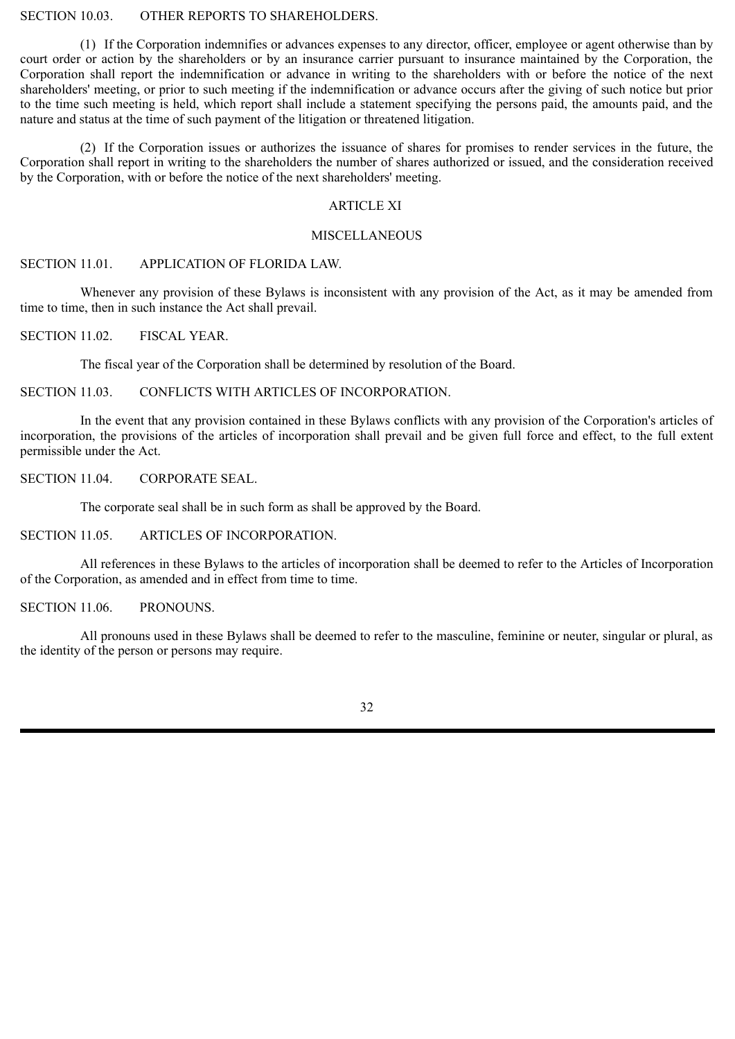SECTION 10.03. OTHER REPORTS TO SHAREHOLDERS.

(1) If the Corporation indemnifies or advances expenses to any director, officer, employee or agent otherwise than by court order or action by the shareholders or by an insurance carrier pursuant to insurance maintained by the Corporation, the Corporation shall report the indemnification or advance in writing to the shareholders with or before the notice of the next shareholders' meeting, or prior to such meeting if the indemnification or advance occurs after the giving of such notice but prior to the time such meeting is held, which report shall include a statement specifying the persons paid, the amounts paid, and the nature and status at the time of such payment of the litigation or threatened litigation.

(2) If the Corporation issues or authorizes the issuance of shares for promises to render services in the future, the Corporation shall report in writing to the shareholders the number of shares authorized or issued, and the consideration received by the Corporation, with or before the notice of the next shareholders' meeting.

## ARTICLE XI

## MISCELLANEOUS

SECTION 11.01. APPLICATION OF FLORIDA LAW.

Whenever any provision of these Bylaws is inconsistent with any provision of the Act, as it may be amended from time to time, then in such instance the Act shall prevail.

SECTION 11.02. FISCAL YEAR.

The fiscal year of the Corporation shall be determined by resolution of the Board.

SECTION 11.03. CONFLICTS WITH ARTICLES OF INCORPORATION.

In the event that any provision contained in these Bylaws conflicts with any provision of the Corporation's articles of incorporation, the provisions of the articles of incorporation shall prevail and be given full force and effect, to the full extent permissible under the Act.

SECTION 11.04. CORPORATE SEAL.

The corporate seal shall be in such form as shall be approved by the Board.

SECTION 11.05. ARTICLES OF INCORPORATION.

All references in these Bylaws to the articles of incorporation shall be deemed to refer to the Articles of Incorporation of the Corporation, as amended and in effect from time to time.

SECTION 11.06. PRONOUNS.

All pronouns used in these Bylaws shall be deemed to refer to the masculine, feminine or neuter, singular or plural, as the identity of the person or persons may require.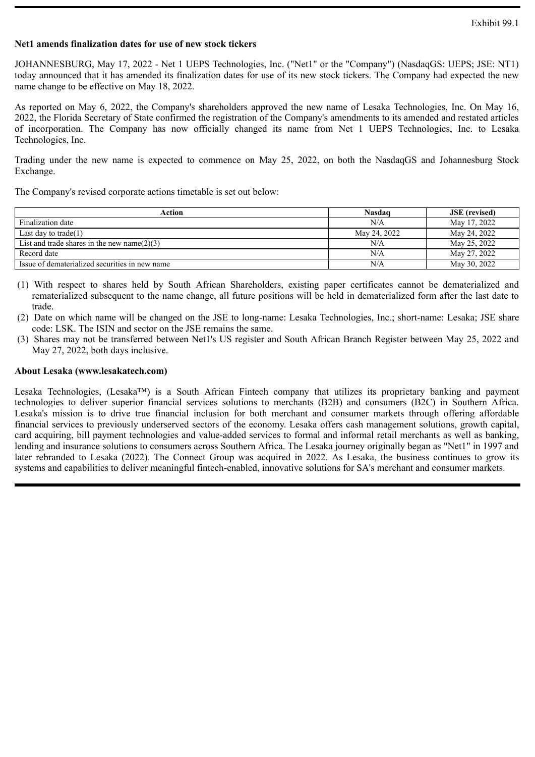Exhibit 99.1

**Net1 amends finalization dates for use of new stock tickers**

JOHANNESBURG, May 17, 2022 - Net 1 UEPS Technologies, Inc. ("Net1" or the "Company") (NasdaqGS: UEPS; JSE: NT1) today announced that it has amended its finalization dates for use of its new stock tickers. The Company had expected the new name change to be effective on May 18, 2022.

As reported on May 6, 2022, the Company's shareholders approved the new name of Lesaka Technologies, Inc. On May 16, 2022, the Florida Secretary of State confirmed the registration of the Company's amendments to its amended and restated articles of incorporation. The Company has now officially changed its name from Net 1 UEPS Technologies, Inc. to Lesaka Technologies, Inc.

Trading under the new name is expected to commence on May 25, 2022, on both the NasdaqGS and Johannesburg Stock Exchange.

The Company's revised corporate actions timetable is set out below:

| Action | Nasdaq | JSE (revised) |
| --- | --- | --- |
| Finalization date | N/A | May 17, 2022 |
| Last day to trade(1) | May 24, 2022 | May 24, 2022 |
| List and trade shares in the new name(2)(3) | N/A | May 25, 2022 |
| Record date | N/A | May 27, 2022 |
| Issue of dematerialized securities in new name | N/A | May 30, 2022 |

(1) With respect to shares held by South African Shareholders, existing paper certificates cannot be dematerialized and rematerialized subsequent to the name change, all future positions will be held in dematerialized form after the last date to trade.

(2) Date on which name will be changed on the JSE to long-name: Lesaka Technologies, Inc.; short-name: Lesaka; JSE share code: LSK. The ISIN and sector on the JSE remains the same.

(3) Shares may not be transferred between Net1's US register and South African Branch Register between May 25, 2022 and May 27, 2022, both days inclusive.

**About Lesaka (www.lesakatech.com)**

Lesaka Technologies, (Lesaka™) is a South African Fintech company that utilizes its proprietary banking and payment technologies to deliver superior financial services solutions to merchants (B2B) and consumers (B2C) in Southern Africa. Lesaka's mission is to drive true financial inclusion for both merchant and consumer markets through offering affordable financial services to previously underserved sectors of the economy. Lesaka offers cash management solutions, growth capital, card acquiring, bill payment technologies and value-added services to formal and informal retail merchants as well as banking, lending and insurance solutions to consumers across Southern Africa. The Lesaka journey originally began as "Net1" in 1997 and later rebranded to Lesaka (2022). The Connect Group was acquired in 2022. As Lesaka, the business continues to grow its systems and capabilities to deliver meaningful fintech-enabled, innovative solutions for SA's merchant and consumer markets.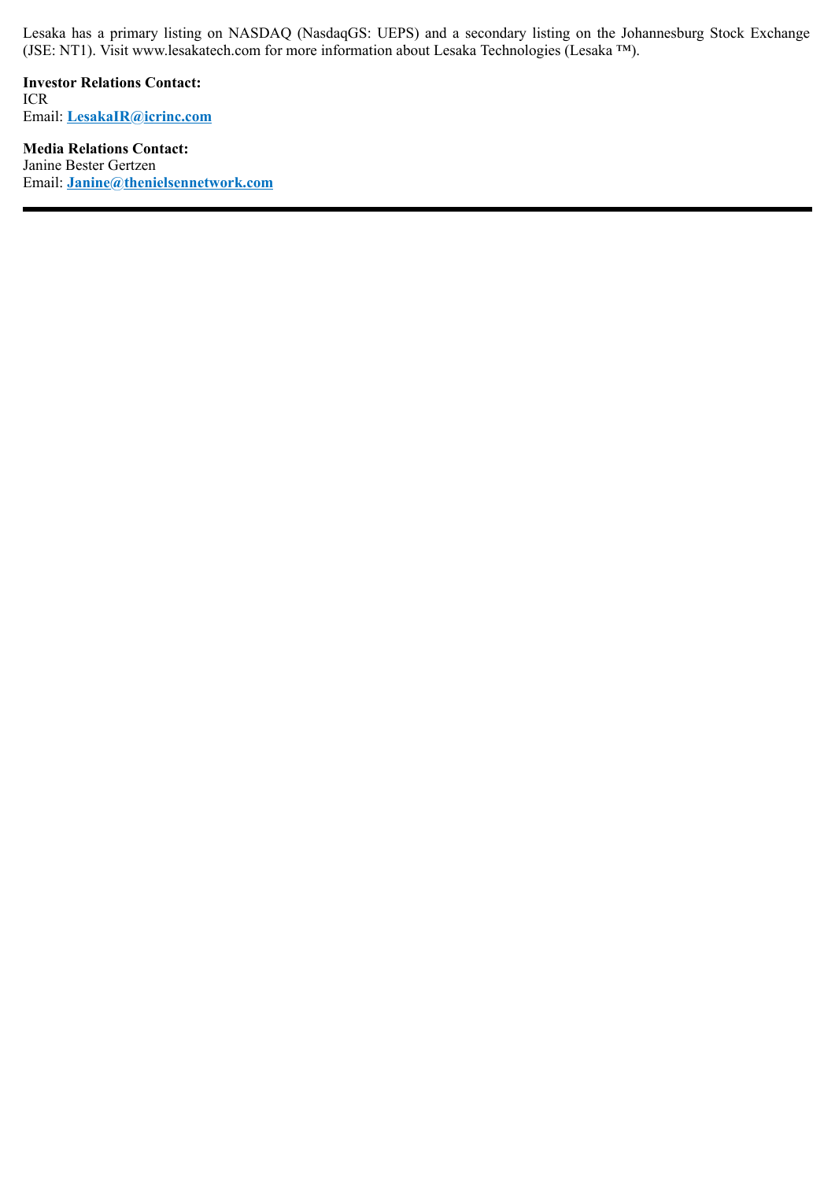Lesaka has a primary listing on NASDAQ (NasdaqGS: UEPS) and a secondary listing on the Johannesburg Stock Exchange (JSE: NT1). Visit www.lesakatech.com for more information about Lesaka Technologies (Lesaka ™).

**Investor Relations Contact:**
ICR
Email: **LesakaIR@icrinc.com**

**Media Relations Contact:**
Janine Bester Gertzen
Email: **Janine@thenielsennetwork.com**